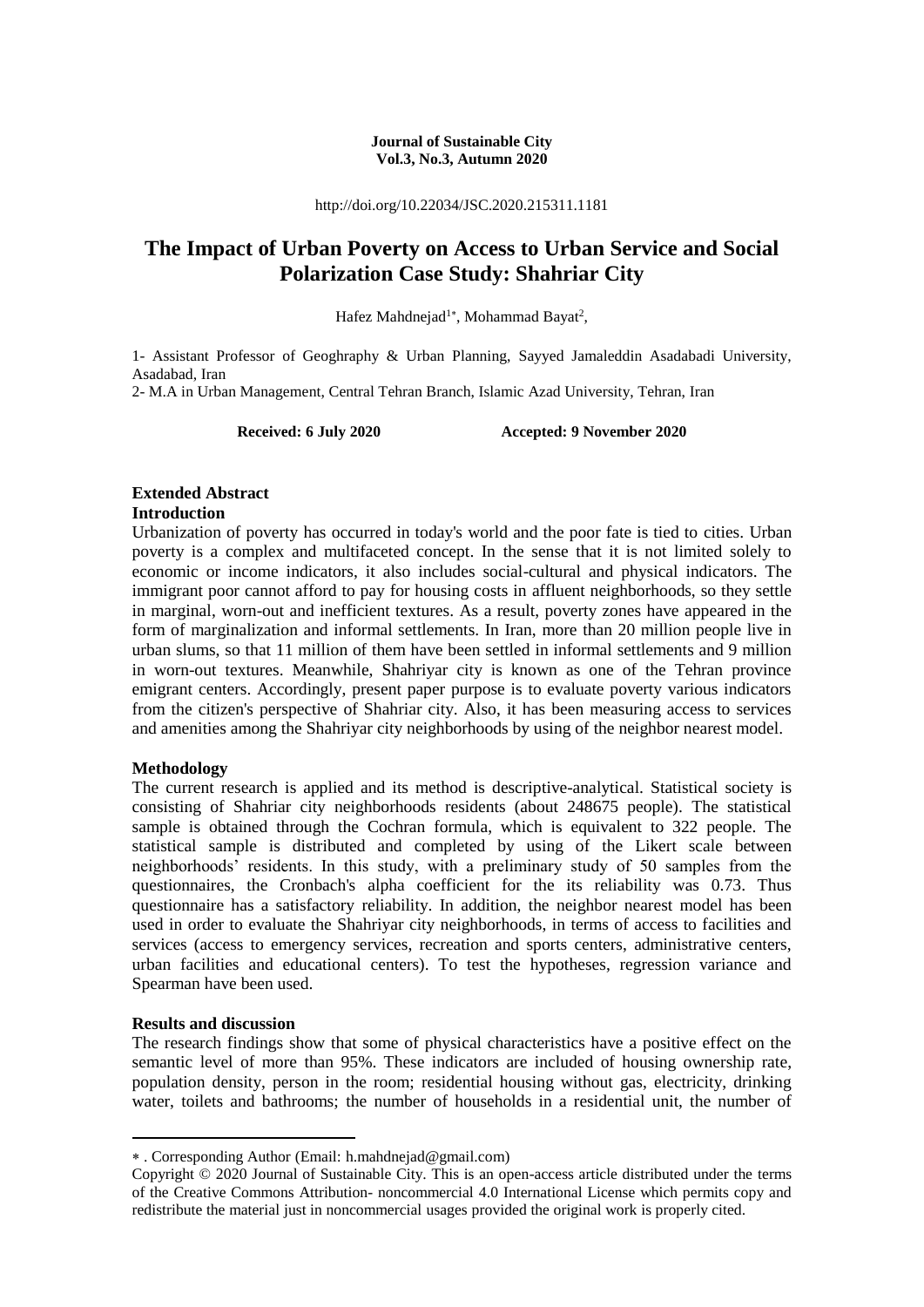**Journal of Sustainable City**
**Vol.3, No.3, Autumn 2020**

http://doi.org/10.22034/JSC.2020.215311.1181

# The Impact of Urban Poverty on Access to Urban Service and Social Polarization Case Study: Shahriar City

Hafez Mahdnejad[1*], Mohammad Bayat[2],

1- Assistant Professor of Geoghraphy & Urban Planning, Sayyed Jamaleddin Asadabadi University, Asadabad, Iran

2- M.A in Urban Management, Central Tehran Branch, Islamic Azad University, Tehran, Iran

**Received: 6 July 2020** **Accepted: 9 November 2020**

## Extended Abstract

### Introduction

Urbanization of poverty has occurred in today's world and the poor fate is tied to cities. Urban poverty is a complex and multifaceted concept. In the sense that it is not limited solely to economic or income indicators, it also includes social-cultural and physical indicators. The immigrant poor cannot afford to pay for housing costs in affluent neighborhoods, so they settle in marginal, worn-out and inefficient textures. As a result, poverty zones have appeared in the form of marginalization and informal settlements. In Iran, more than 20 million people live in urban slums, so that 11 million of them have been settled in informal settlements and 9 million in worn-out textures. Meanwhile, Shahriyar city is known as one of the Tehran province emigrant centers. Accordingly, present paper purpose is to evaluate poverty various indicators from the citizen's perspective of Shahriar city. Also, it has been measuring access to services and amenities among the Shahriyar city neighborhoods by using of the neighbor nearest model.

### Methodology

The current research is applied and its method is descriptive-analytical. Statistical society is consisting of Shahriar city neighborhoods residents (about 248675 people). The statistical sample is obtained through the Cochran formula, which is equivalent to 322 people. The statistical sample is distributed and completed by using of the Likert scale between neighborhoods' residents. In this study, with a preliminary study of 50 samples from the questionnaires, the Cronbach's alpha coefficient for the its reliability was 0.73. Thus questionnaire has a satisfactory reliability. In addition, the neighbor nearest model has been used in order to evaluate the Shahriyar city neighborhoods, in terms of access to facilities and services (access to emergency services, recreation and sports centers, administrative centers, urban facilities and educational centers). To test the hypotheses, regression variance and Spearman have been used.

### Results and discussion

The research findings show that some of physical characteristics have a positive effect on the semantic level of more than 95%. These indicators are included of housing ownership rate, population density, person in the room; residential housing without gas, electricity, drinking water, toilets and bathrooms; the number of households in a residential unit, the number of

---

* . Corresponding Author (Email: h.mahdnejad@gmail.com)

Copyright © 2020 Journal of Sustainable City. This is an open-access article distributed under the terms of the Creative Commons Attribution- noncommercial 4.0 International License which permits copy and redistribute the material just in noncommercial usages provided the original work is properly cited.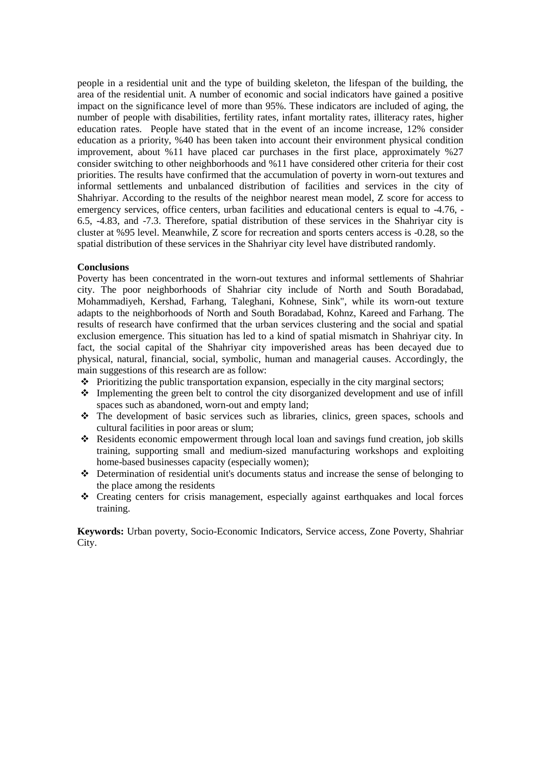people in a residential unit and the type of building skeleton, the lifespan of the building, the area of the residential unit. A number of economic and social indicators have gained a positive impact on the significance level of more than 95%. These indicators are included of aging, the number of people with disabilities, fertility rates, infant mortality rates, illiteracy rates, higher education rates. People have stated that in the event of an income increase, 12% consider education as a priority, %40 has been taken into account their environment physical condition improvement, about %11 have placed car purchases in the first place, approximately %27 consider switching to other neighborhoods and %11 have considered other criteria for their cost priorities. The results have confirmed that the accumulation of poverty in worn-out textures and informal settlements and unbalanced distribution of facilities and services in the city of Shahriyar. According to the results of the neighbor nearest mean model, Z score for access to emergency services, office centers, urban facilities and educational centers is equal to -4.76, -6.5, -4.83, and -7.3. Therefore, spatial distribution of these services in the Shahriyar city is cluster at %95 level. Meanwhile, Z score for recreation and sports centers access is -0.28, so the spatial distribution of these services in the Shahriyar city level have distributed randomly.

**Conclusions**

Poverty has been concentrated in the worn-out textures and informal settlements of Shahriar city. The poor neighborhoods of Shahriar city include of North and South Boradabad, Mohammadiyeh, Kershad, Farhang, Taleghani, Kohnese, Sink", while its worn-out texture adapts to the neighborhoods of North and South Boradabad, Kohnz, Kareed and Farhang. The results of research have confirmed that the urban services clustering and the social and spatial exclusion emergence. This situation has led to a kind of spatial mismatch in Shahriyar city. In fact, the social capital of the Shahriyar city impoverished areas has been decayed due to physical, natural, financial, social, symbolic, human and managerial causes. Accordingly, the main suggestions of this research are as follow:

- Prioritizing the public transportation expansion, especially in the city marginal sectors;
- Implementing the green belt to control the city disorganized development and use of infill spaces such as abandoned, worn-out and empty land;
- The development of basic services such as libraries, clinics, green spaces, schools and cultural facilities in poor areas or slum;
- Residents economic empowerment through local loan and savings fund creation, job skills training, supporting small and medium-sized manufacturing workshops and exploiting home-based businesses capacity (especially women);
- Determination of residential unit's documents status and increase the sense of belonging to the place among the residents
- Creating centers for crisis management, especially against earthquakes and local forces training.

**Keywords:** Urban poverty, Socio-Economic Indicators, Service access, Zone Poverty, Shahriar City.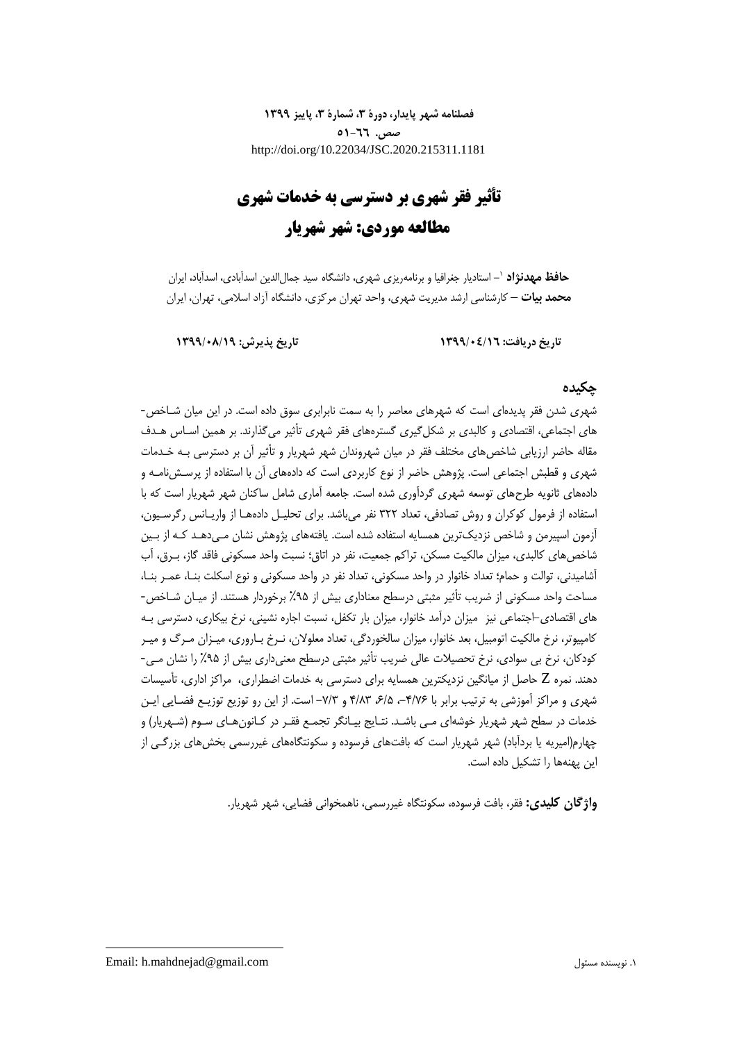**فصلنامه شهر پایدار، دورهٔ ۳، شمارهٔ ۳، پاییز ۱۳۹۹**

**صص. ٥١-٦٦**

http://doi.org/10.22034/JSC.2020.215311.1181

# تأثیر فقر شهری بر دسترسی به خدمات شهری

# مطالعه موردی: شهر شهریار

**حافظ مهدنژاد**[1] – استادیار جغرافیا و برنامه‌ریزی شهری، دانشگاه سید جمال‌الدین اسدآبادی، اسدآباد، ایران

**محمد بیات** – کارشناسی ارشد مدیریت شهری، واحد تهران مرکزی، دانشگاه آزاد اسلامی، تهران، ایران

**تاریخ دریافت: ١٣٩٩/٠٤/١٦** **تاریخ پذیرش: ١٣٩٩/٠٨/١٩**

## چکیده

شهری شدن فقر پدیده‌ای است که شهرهای معاصر را به سمت نابرابری سوق داده است. در این میان شاخص‌های اجتماعی، اقتصادی و کالبدی بر شکل‌گیری گستره‌های فقر شهری تأثیر می‌گذارند. بر همین اساس هدف مقاله حاضر ارزیابی شاخص‌های مختلف فقر در میان شهروندان شهر شهریار و تأثیر آن بر دسترسی به خدمات شهری و قطبش اجتماعی است. پژوهش حاضر از نوع کاربردی است که داده‌های آن با استفاده از پرسش‌نامه و داده‌های ثانویه طرح‌های توسعه شهری گردآوری شده است. جامعه آماری شامل ساکنان شهر شهریار است که با استفاده از فرمول کوکران و روش تصادفی، تعداد ۳۲۲ نفر می‌باشد. برای تحلیل داده‌ها از واریانس رگرسیون، آزمون اسپیرمن و شاخص نزدیک‌ترین همسایه استفاده شده است. یافته‌های پژوهش نشان می‌دهد که از بین شاخص‌های کالبدی، میزان مالکیت مسکن، تراکم جمعیت، نفر در اتاق؛ نسبت واحد مسکونی فاقد گاز، برق، آب آشامیدنی، توالت و حمام؛ تعداد خانوار در واحد مسکونی، تعداد نفر در واحد مسکونی و نوع اسکلت بنا، عمر بنا، مساحت واحد مسکونی از ضریب تأثیر مثبتی درسطح معناداری بیش از ۹۵٪ برخوردار هستند. از میان شاخص‌های اقتصادی-اجتماعی نیز میزان درآمد خانوار، میزان بار تکفل، نسبت اجاره نشینی، نرخ بیکاری، دسترسی به کامپیوتر، نرخ مالکیت اتومبیل، بعد خانوار، میزان سالخوردگی، تعداد معلولان، نرخ باروری، میزان مرگ و میر کودکان، نرخ بی سوادی، نرخ تحصیلات عالی ضریب تأثیر مثبتی درسطح معنی‌داری بیش از ۹۵٪ را نشان می‌دهند. نمره Z حاصل از میانگین نزدیکترین همسایه برای دسترسی به خدمات اضطراری، مراکز اداری، تأسیسات شهری و مراکز آموزشی به ترتیب برابر با ۴/۷۶-، ۶/۵، ۴/۸۳ و ۷/۳- است. از این رو توزیع فضایی این خدمات در سطح شهر شهریار خوشه‌ای می باشد. نتایج بیانگر تجمع فقر در کانون‌های سوم (شهریار) و چهارم(امیریه یا بردآباد) شهر شهریار است که بافت‌های فرسوده و سکونتگاه‌های غیررسمی بخش‌های بزرگی از این پهنه‌ها را تشکیل داده است.

**واژگان کلیدی:** فقر، بافت فرسوده، سکونتگاه غیررسمی، ناهمخوانی فضایی، شهر شهریار.

---

[1]. نویسنده مسئول Email: h.mahdnejad@gmail.com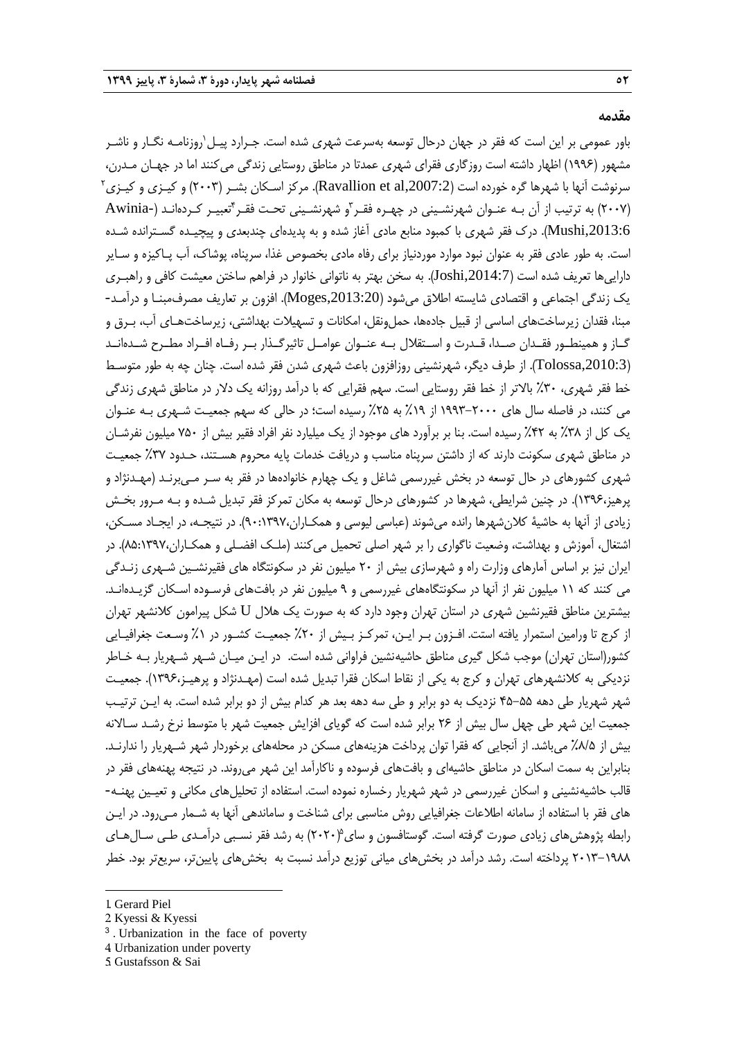## مقدمه

باور عمومی بر این است که فقر در جهان درحال توسعه به‌سرعت شهری شده است. جرارد پیل[1]روزنامه نگار و ناشر مشهور (۱۹۹۶) اظهار داشته است روزگاری فقرای شهری عمدتا در مناطق روستایی زندگی می‌کنند اما در جهان مدرن، سرنوشت آنها با شهرها گره خورده است (Ravallion et al,2007:2). مرکز اسکان بشر (۲۰۰۳) و کیزی و کیزی[2] (۲۰۰۷) به ترتیب از آن به عنوان شهرنشینی در چهره فقر[3]و شهرنشینی تحت فقر[4]تعبیر کرده‌اند (Awinia-Mushi,2013:6). درک فقر شهری با کمبود منابع مادی آغاز شده و به پدیده‌ای چندبعدی و پیچیده گسترانده شده است. به طور عادی فقر به عنوان نبود موارد موردنیاز برای رفاه مادی بخصوص غذا، سرپناه، پوشاک، آب پاکیزه و سایر دارایی‌ها تعریف شده است (Joshi,2014:7). به سخن بهتر به ناتوانی خانوار در فراهم ساختن معیشت کافی و راهبری یک زندگی اجتماعی و اقتصادی شایسته اطلاق می‌شود (Moges,2013:20). افزون بر تعاریف مصرف‌مبنا و درآمد-مبنا، فقدان زیرساخت‌های اساسی از قبیل جاده‌ها، حمل‌ونقل، امکانات و تسهیلات بهداشتی، زیرساخت‌های آب، برق و گاز و همینطور فقدان صدا، قدرت و استقلال به عنوان عوامل تاثیرگذار بر رفاه افراد مطرح شده‌اند (Tolossa,2010:3). از طرف دیگر، شهرنشینی روزافزون باعث شهری شدن فقر شده است. چنان چه به طور متوسط خط فقر شهری، ۳۰٪ بالاتر از خط فقر روستایی است. سهم فقرایی که با درآمد روزانه یک دلار در مناطق شهری زندگی می کنند، در فاصله سال های ۲۰۰۰-۱۹۹۳ از ۱۹٪ به ۲۵٪ رسیده است؛ در حالی که سهم جمعیت شهری به عنوان یک کل از ۳۸٪ به ۴۲٪ رسیده است. بنا بر برآورد های موجود از یک میلیارد نفر افراد فقیر بیش از ۷۵۰ میلیون نفرشان در مناطق شهری سکونت دارند که از داشتن سرپناه مناسب و دریافت خدمات پایه محروم هستند، حدود ۳۷٪ جمعیت شهری کشورهای در حال توسعه در بخش غیررسمی شاغل و یک چهارم خانواده‌ها در فقر به سر می‌برند (مهدنژاد و پرهیز،۱۳۹۶). در چنین شرایطی، شهرها در کشورهای درحال توسعه به مکان تمرکز فقر تبدیل شده و به مرور بخش زیادی از آنها به حاشیهٔ کلان‌شهرها رانده می‌شوند (عباسی لیوسی و همکاران،۱۳۹۷:۹۰). در نتیجه، در ایجاد مسکن، اشتغال، آموزش و بهداشت، وضعیت ناگواری را بر شهر اصلی تحمیل می‌کنند (ملک افضلی و همکاران،۱۳۹۷:۸۵). در ایران نیز بر اساس آمارهای وزارت راه و شهرسازی بیش از ۲۰ میلیون نفر در سکونتگاه های فقیرنشین شهری زندگی می کنند که ۱۱ میلیون نفر از آنها در سکونتگاه‌های غیررسمی و ۹ میلیون نفر در بافت‌های فرسوده اسکان گزیده‌اند. بیشترین مناطق فقیرنشین شهری در استان تهران وجود دارد که به صورت یک هلال U شکل پیرامون کلانشهر تهران از کرج تا ورامین استمرار یافته است. افزون بر این، تمرکز بیش از ۲۰٪ جمعیت کشور در ۱٪ وسعت جغرافیایی کشور(استان تهران) موجب شکل گیری مناطق حاشیه‌نشین فراوانی شده است. در این میان شهر شهریار به خاطر نزدیکی به کلانشهرهای تهران و کرج به یکی از نقاط اسکان فقرا تبدیل شده است (مهدنژاد و پرهیز،۱۳۹۶). جمعیت شهر شهریار طی دهه ۵۵-۴۵ نزدیک به دو برابر و طی سه دهه بعد هر کدام بیش از دو برابر شده است. به این ترتیب جمعیت این شهر طی چهل سال بیش از ۲۶ برابر شده است که گویای افزایش جمعیت شهر با متوسط نرخ رشد سالانه بیش از ۸/۵٪ می‌باشد. از آنجایی که فقرا توان پرداخت هزینه‌های مسکن در محله‌های برخوردار شهر شهریار را ندارند. بنابراین به سمت اسکان در مناطق حاشیه‌ای و بافت‌های فرسوده و ناکارآمد این شهر می‌روند. در نتیجه پهنه‌های فقر در قالب حاشیه‌نشینی و اسکان غیررسمی در شهر شهریار رخساره نموده است. استفاده از تحلیل‌های مکانی و تعیین پهنه-های فقر با استفاده از سامانه اطلاعات جغرافیایی روش مناسبی برای شناخت و ساماندهی آنها به شمار می‌رود. در این رابطه پژوهش‌های زیادی صورت گرفته است. گوستافسون و سای[5](۲۰۲۰) به رشد فقر نسبی درآمدی طی سال‌های ۲۰۱۳-۱۹۸۸ پرداخته است. رشد درآمد در بخش‌های میانی توزیع درآمد نسبت به بخش‌های پایین‌تر، سریع‌تر بود. خطر

---

1. Gerard Piel
2. Kyessi & Kyessi
3. Urbanization in the face of poverty
4. Urbanization under poverty
5. Gustafsson & Sai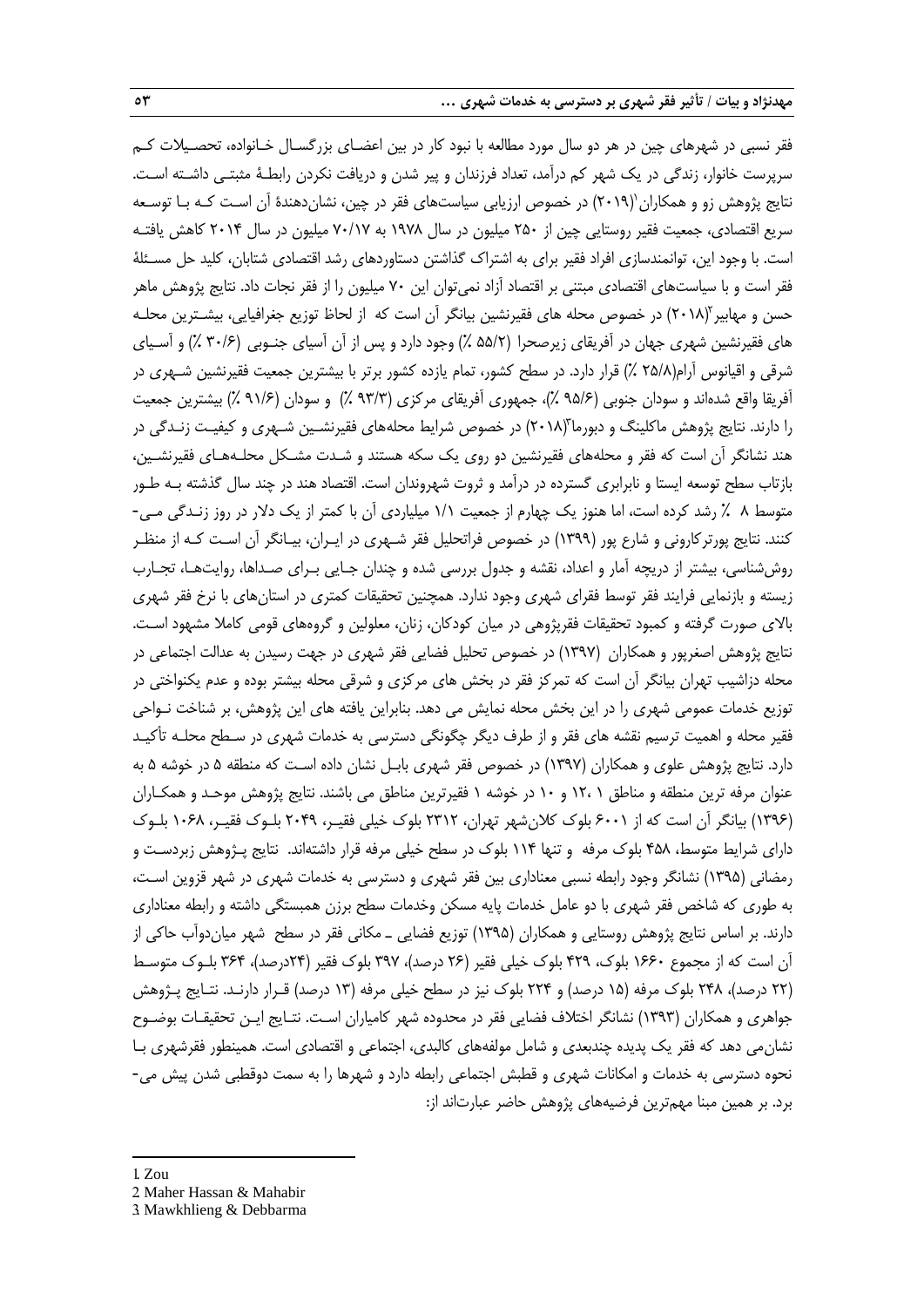فقر نسبی در شهرهای چین در هر دو سال مورد مطالعه با نبود کار در بین اعضای بزرگسال خانواده، تحصیلات کم سرپرست خانوار، زندگی در یک شهر کم درآمد، تعداد فرزندان و پیر شدن و دریافت نکردن رابطهٔ مثبتی داشته است. نتایج پژوهش زو و همکاران[1](۲۰۱۹) در خصوص ارزیابی سیاست‌های فقر در چین، نشان‌دهندهٔ آن است که با توسعه سریع اقتصادی، جمعیت فقیر روستایی چین از ۲۵۰ میلیون در سال ۱۹۷۸ به ۷۰/۱۷ میلیون در سال ۲۰۱۴ کاهش یافته است. با وجود این، توانمندسازی افراد فقیر برای به اشتراک گذاشتن دستاوردهای رشد اقتصادی شتابان، کلید حل مسئلهٔ فقر است و با سیاست‌های اقتصادی مبتنی بر اقتصاد آزاد نمی‌توان این ۷۰ میلیون را از فقر نجات داد. نتایج پژوهش ماهر حسن و مهابیر[2](۲۰۱۸) در خصوص محله های فقیرنشین بیانگر آن است که از لحاظ توزیع جغرافیایی، بیشترین محله های فقیرنشین شهری جهان در آفریقای زیرصحرا (۵۵/۲ ٪) وجود دارد و پس از آن آسیای جنوبی (۳۰/۶ ٪) و آسیای شرقی و اقیانوس آرام(۲۵/۸ ٪) قرار دارد. در سطح کشور، تمام یازده کشور برتر با بیشترین جمعیت فقیرنشین شهری در آفریقا واقع شده‌اند و سودان جنوبی (۹۵/۶ ٪)، جمهوری آفریقای مرکزی (۹۳/۳ ٪) و سودان (۹۱/۶ ٪) بیشترین جمعیت را دارند. نتایج پژوهش ماکلینگ و دبورما[3](۲۰۱۸) در خصوص شرایط محله‌های فقیرنشین شهری و کیفیت زندگی در هند نشانگر آن است که فقر و محله‌های فقیرنشین دو روی یک سکه هستند و شدت مشکل محله‌های فقیرنشین، بازتاب سطح توسعه ایستا و نابرابری گسترده در درآمد و ثروت شهروندان است. اقتصاد هند در چند سال گذشته به طور متوسط ۸ ٪ رشد کرده است، اما هنوز یک چهارم از جمعیت ۱/۱ میلیاردی آن با کمتر از یک دلار در روز زندگی می‌کنند. نتایج پورترکارونی و شارع پور (۱۳۹۹) در خصوص فراتحلیل فقر شهری در ایران، بیانگر آن است که از منظر روش‌شناسی، بیشتر از دریچه آمار و اعداد، نقشه و جدول بررسی شده و چندان جایی برای صداها، روایت‌ها، تجارب زیسته و بازنمایی فرایند فقر توسط فقرای شهری وجود ندارد. همچنین تحقیقات کمتری در استان‌های با نرخ فقر شهری بالای صورت گرفته و کمبود تحقیقات فقرپژوهی در میان کودکان، زنان، معلولین و گروه‌های قومی کاملا مشهود است. نتایج پژوهش اصغرپور و همکاران (۱۳۹۷) در خصوص تحلیل فضایی فقر شهری در جهت رسیدن به عدالت اجتماعی در محله دزاشیب تهران بیانگر آن است که تمرکز فقر در بخش های مرکزی و شرقی محله بیشتر بوده و عدم یکنواختی در توزیع خدمات عمومی شهری را در این بخش محله نمایش می دهد. بنابراین یافته های این پژوهش، بر شناخت نواحی فقیر محله و اهمیت ترسیم نقشه های فقر و از طرف دیگر چگونگی دسترسی به خدمات شهری در سطح محله تأکید دارد. نتایج پژوهش علوی و همکاران (۱۳۹۷) در خصوص فقر شهری بابل نشان داده است که منطقه ۵ در خوشه ۵ به عنوان مرفه ترین منطقه و مناطق ۱، ۱۲ و ۱۰ در خوشه ۱ فقیرترین مناطق می باشند. نتایج پژوهش موحد و همکاران (۱۳۹۶) بیانگر آن است که از ۶۰۰۱ بلوک کلان‌شهر تهران، ۲۳۱۲ بلوک خیلی فقیر، ۲۰۴۹ بلوک فقیر، ۱۰۶۸ بلوک دارای شرایط متوسط، ۴۵۸ بلوک مرفه و تنها ۱۱۴ بلوک در سطح خیلی مرفه قرار داشته‌اند. نتایج پژوهش زبردست و رمضانی (۱۳۹۵) نشانگر وجود رابطه نسبی معناداری بین فقر شهری و دسترسی به خدمات شهری در شهر قزوین است، به طوری که شاخص فقر شهری با دو عامل خدمات پایه مسکن وخدمات سطح برزن همبستگی داشته و رابطه معناداری دارند. بر اساس نتایج پژوهش روستایی و همکاران (۱۳۹۵) توزیع فضایی ـ مکانی فقر در سطح شهر میان‌دوآب حاکی از آن است که از مجموع ۱۶۶۰ بلوک، ۴۲۹ بلوک خیلی فقیر (۲۶ درصد)، ۳۹۷ بلوک فقیر (۲۴درصد)، ۳۶۴ بلوک متوسط (۲۲ درصد)، ۲۴۸ بلوک مرفه (۱۵ درصد) و ۲۲۴ بلوک نیز در سطح خیلی مرفه (۱۳ درصد) قرار دارند. نتایج پژوهش جواهری و همکاران (۱۳۹۳) نشانگر اختلاف فضایی فقر در محدوده شهر کامیاران است. نتایج این تحقیقات بوضوح نشان‌می دهد که فقر یک پدیده چندبعدی و شامل مولفه‌های کالبدی، اجتماعی و اقتصادی است. همینطور فقرشهری با نحوه دسترسی به خدمات و امکانات شهری و قطبش اجتماعی رابطه دارد و شهرها را به سمت دوقطبی شدن پیش می‌برد. بر همین مبنا مهم‌ترین فرضیه‌های پژوهش حاضر عبارت‌اند از:

---

1. Zou
2. Maher Hassan & Mahabir
3. Mawkhlieng & Debbarma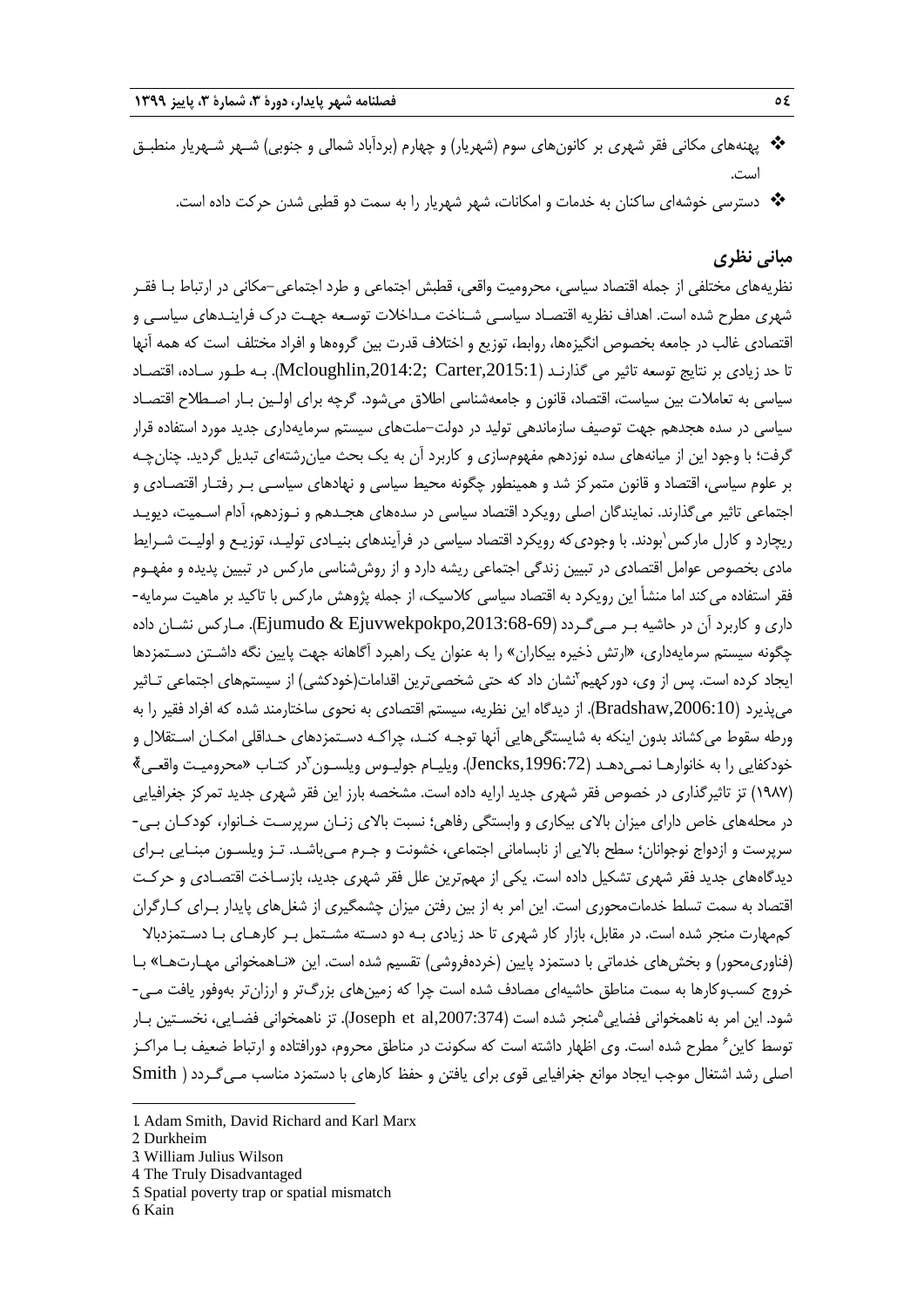- پهنه‌های مکانی فقر شهری بر کانون‌های سوم (شهریار) و چهارم (بردآباد شمالی و جنوبی) شــهر شــهریار منطبــق است.
- دسترسی خوشه‌ای ساکنان به خدمات و امکانات، شهر شهریار را به سمت دو قطبی شدن حرکت داده است.

## مبانی نظری

نظریه‌های مختلفی از جمله اقتصاد سیاسی، محرومیت واقعی، قطبش اجتماعی و طرد اجتماعی-مکانی در ارتباط بـا فقـر شهری مطرح شده است. اهداف نظریه اقتصـاد سیاسـی شـناخت مـداخلات توسـعه جهـت درک فراینـدهای سیاسـی و اقتصادی غالب در جامعه بخصوص انگیزه‌ها، روابط، توزیع و اختلاف قدرت بین گروه‌ها و افراد مختلف است که همه آنها تا حد زیادی بر نتایج توسعه تاثیر می گذارنـد (Mcloughlin,2014:2; Carter,2015:1). بـه طـور سـاده، اقتصـاد سیاسی به تعاملات بین سیاست، اقتصاد، قانون و جامعه‌شناسی اطلاق می‌شود. گرچه برای اولـین بـار اصـطلاح اقتصـاد سیاسی در سده هجدهم جهت توصیف سازماندهی تولید در دولت-ملت‌های سیستم سرمایه‌داری جدید مورد استفاده قرار گرفت؛ با وجود این از میانه‌های سده نوزدهم مفهوم‌سازی و کاربرد آن به یک بحث میان‌رشته‌ای تبدیل گردید. چنان‌چـه بر علوم سیاسی، اقتصاد و قانون متمرکز شد و همینطور چگونه محیط سیاسی و نهادهای سیاسـی بـر رفتـار اقتصـادی و اجتماعی تاثیر می‌گذارند. نمایندگان اصلی رویکرد اقتصاد سیاسی در سده‌های هجـدهم و نـوزدهم، آدام اسـمیت، دیویـد ریچارد و کارل مارکس[1] بودند. با وجودی‌که رویکرد اقتصاد سیاسی در فرآیندهای بنیـادی تولیـد، توزیـع و اولیـت شـرایط مادی بخصوص عوامل اقتصادی در تبیین زندگی اجتماعی ریشه دارد و از روش‌شناسی مارکس در تبیین پدیده و مفهـوم فقر استفاده می کند اما منشأ این رویکرد به اقتصاد سیاسی کلاسیک، از جمله پژوهش مارکس با تاکید بر ماهیت سرمایه-داری و کاربرد آن در حاشیه بـر مـی‌گـردد (Ejumudo & Ejuvwekpokpo,2013:68-69). مـارکس نشـان داده چگونه سیستم سرمایه‌داری، «ارتش ذخیره بیکاران» را به عنوان یک راهبرد آگاهانه جهت پایین نگه داشـتن دسـتمزدها ایجاد کرده است. پس از وی، دورکهیم[2] نشان داد که حتی شخصی‌ترین اقدامات(خودکشی) از سیستم‌های اجتماعی تـاثیر می‌پذیرد (Bradshaw,2006:10). از دیدگاه این نظریه، سیستم اقتصادی به نحوی ساختارمند شده که افراد فقیر را به ورطه سقوط می‌کشاند بدون اینکه به شایستگی‌هایی آنها توجـه کنـد، چراکـه دسـتمزدهای حـداقلی امکـان اسـتقلال و خودکفایی را به خانوارهـا نمـی‌دهـد (Jencks,1996:72). ویلیـام جولیـوس ویلسـون[3] در کتـاب «محرومیـت واقعـی[4]» (۱۹۸۷) تز تاثیرگذاری در خصوص فقر شهری جدید ارایه داده است. مشخصه بارز این فقر شهری جدید تمرکز جغرافیایی در محله‌های خاص دارای میزان بالای بیکاری و وابستگی رفاهی؛ نسبت بالای زنـان سرپرسـت خـانوار، کودکـان بـی-سرپرست و ازدواج نوجوانان؛ سطح بالایی از نابسامانی اجتماعی، خشونت و جـرم مـی‌باشـد. تـز ویلسـون مبنـایی بـرای دیدگاه‌های جدید فقر شهری تشکیل داده است. یکی از مهم‌ترین علل فقر شهری جدید، بازسـاخت اقتصـادی و حرکـت اقتصاد به سمت تسلط خدمات‌محوری است. این امر به از بین رفتن میزان چشمگیری از شغل‌های پایدار بـرای کـارگران کم‌مهارت منجر شده است. در مقابل، بازار کار شهری تا حد زیادی بـه دو دسـته مشـتمل بـر کارهـای بـا دسـتمزدبالا (فناوری‌محور) و بخش‌های خدماتی با دستمزد پایین (خرده‌فروشی) تقسیم شده است. این «نـاهمخوانی مهـارت‌هـا» بـا خروج کسب‌وکارها به سمت مناطق حاشیه‌ای مصادف شده است چرا که زمین‌های بزرگ‌تر و ارزان‌تر به‌وفور یافت مـی-شود. این امر به ناهمخوانی فضایی[5] منجر شده است (Joseph et al,2007:374). تز ناهمخوانی فضـایی، نخسـتین بـار توسط کاین[6] مطرح شده است. وی اظهار داشته است که سکونت در مناطق محروم، دورافتاده و ارتباط ضعیف بـا مراکـز اصلی رشد اشتغال موجب ایجاد موانع جغرافیایی قوی برای یافتن و حفظ کارهای با دستمزد مناسب مـی‌گـردد ( Smith

---

1. Adam Smith, David Richard and Karl Marx
2. Durkheim
3. William Julius Wilson
4. The Truly Disadvantaged
5. Spatial poverty trap or spatial mismatch
6. Kain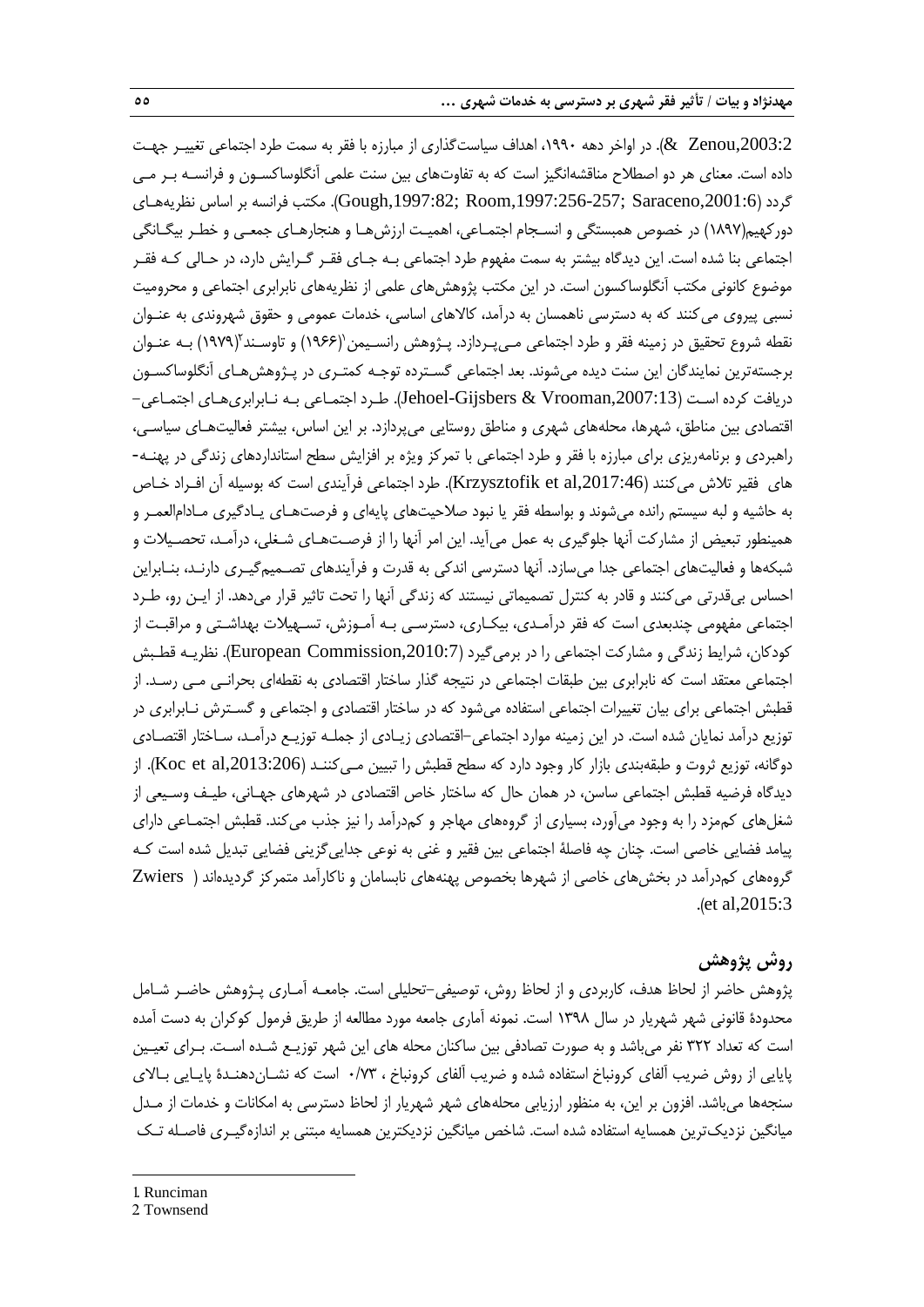Zenou,2003:2 &). در اواخر دهه ۱۹۹۰، اهداف سیاست‌گذاری از مبارزه با فقر به سمت طرد اجتماعی تغییر جهت داده است. معنای هر دو اصطلاح مناقشه‌انگیز است که به تفاوت‌های بین سنت علمی آنگلوساکسون و فرانسه بر می‌گردد (Gough,1997:82; Room,1997:256-257; Saraceno,2001:6). مکتب فرانسه بر اساس نظریه‌های دورکهیم(۱۸۹۷) در خصوص همبستگی و انسجام اجتماعی، اهمیت ارزش‌ها و هنجارهای جمعی و خطر بیگانگی اجتماعی بنا شده است. این دیدگاه بیشتر به سمت مفهوم طرد اجتماعی به جای فقر گرایش دارد، در حالی که فقر موضوع کانونی مکتب آنگلوساکسون است. در این مکتب پژوهش‌های علمی از نظریه‌های نابرابری اجتماعی و محرومیت نسبی پیروی می‌کنند که به دسترسی ناهمسان به درآمد، کالاهای اساسی، خدمات عمومی و حقوق شهروندی به عنوان نقطه شروع تحقیق در زمینه فقر و طرد اجتماعی می‌پردازد. پژوهش رانسیمن[1](۱۹۶۶) و تاوسند[2](۱۹۷۹) به عنوان برجسته‌ترین نمایندگان این سنت دیده می‌شوند. بعد اجتماعی گسترده توجه کمتری در پژوهش‌های آنگلوساکسون دریافت کرده است (Jehoel-Gijsbers & Vrooman,2007:13). طرد اجتماعی به نابرابری‌های اجتماعی-اقتصادی بین مناطق، شهرها، محله‌های شهری و مناطق روستایی می‌پردازد. بر این اساس، بیشتر فعالیت‌های سیاسی، راهبردی و برنامه‌ریزی برای مبارزه با فقر و طرد اجتماعی با تمرکز ویژه بر افزایش سطح استانداردهای زندگی در پهنه-های فقیر تلاش می‌کنند (Krzysztofik et al,2017:46). طرد اجتماعی فرآیندی است که بوسیله آن افراد خاص به حاشیه و لبه سیستم رانده می‌شوند و بواسطه فقر یا نبود صلاحیت‌های پایه‌ای و فرصت‌های یادگیری مادام‌العمر و همینطور تبعیض از مشارکت آنها جلوگیری به عمل می‌آید. این امر آنها را از فرصت‌های شغلی، درآمد، تحصیلات و شبکه‌ها و فعالیت‌های اجتماعی جدا می‌سازد. آنها دسترسی اندکی به قدرت و فرآیندهای تصمیم‌گیری دارند، بنابراین احساس بی‌قدرتی می‌کنند و قادر به کنترل تصمیماتی نیستند که زندگی آنها را تحت تاثیر قرار می‌دهد. از این رو، طرد اجتماعی مفهومی چندبعدی است که فقر درآمدی، بیکاری، دسترسی به آموزش، تسهیلات بهداشتی و مراقبت از کودکان، شرایط زندگی و مشارکت اجتماعی را در برمی‌گیرد (European Commission,2010:7). نظریه قطبش اجتماعی معتقد است که نابرابری بین طبقات اجتماعی در نتیجه گذار ساختار اقتصادی به نقطه‌ای بحرانی می رسد. از قطبش اجتماعی برای بیان تغییرات اجتماعی استفاده می‌شود که در ساختار اقتصادی و اجتماعی و گسترش نابرابری در توزیع درآمد نمایان شده است. در این زمینه موارد اجتماعی-اقتصادی زیادی از جمله توزیع درآمد، ساختار اقتصادی دوگانه، توزیع ثروت و طبقه‌بندی بازار کار وجود دارد که سطح قطبش را تبیین می‌کنند (Koc et al,2013:206). از دیدگاه فرضیه قطبش اجتماعی ساسن، در همان حال که ساختار خاص اقتصادی در شهرهای جهانی، طیف وسیعی از شغل‌های کم‌مزد را به وجود می‌آورد، بسیاری از گروه‌های مهاجر و کم‌درآمد را نیز جذب می‌کند. قطبش اجتماعی دارای پیامد فضایی خاصی است. چنان چه فاصلهٔ اجتماعی بین فقیر و غنی به نوعی جدایی‌گزینی فضایی تبدیل شده است که گروه‌های کم‌درآمد در بخش‌های خاصی از شهرها بخصوص پهنه‌های نابسامان و ناکارآمد متمرکز گردیده‌اند ( Zwiers et al,2015:3).

## روش پژوهش

پژوهش حاضر از لحاظ هدف، کاربردی و از لحاظ روش، توصیفی-تحلیلی است. جامعه آماری پژوهش حاضر شامل محدودهٔ قانونی شهر شهریار در سال ۱۳۹۸ است. نمونه آماری جامعه مورد مطالعه از طریق فرمول کوکران به دست آمده است که تعداد ۳۲۲ نفر می‌باشد و به صورت تصادفی بین ساکنان محله های این شهر توزیع شده است. برای تعیین پایایی از روش ضریب آلفای کرونباخ استفاده شده و ضریب آلفای کرونباخ ، ۰/۷۳ است که نشان‌دهندهٔ پایایی بالای سنجه‌ها می‌باشد. افزون بر این، به منظور ارزیابی محله‌های شهر شهریار از لحاظ دسترسی به امکانات و خدمات از مدل میانگین نزدیک‌ترین همسایه استفاده شده است. شاخص میانگین نزدیکترین همسایه مبتنی بر اندازه‌گیری فاصله تک

---

1. Runciman
2. Townsend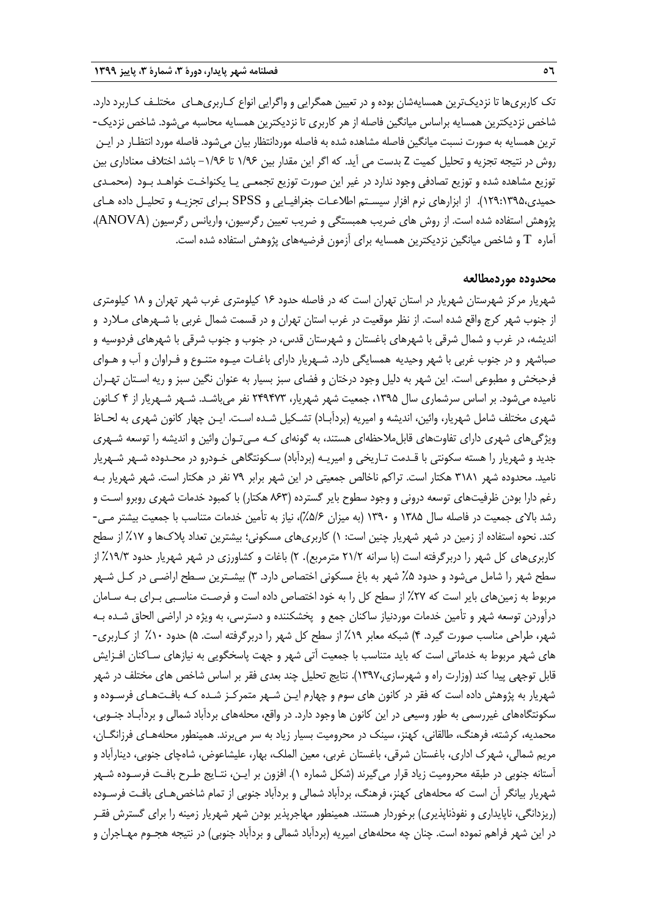تک کاربری‌ها تا نزدیک‌ترین همسایه‌شان بوده و در تعیین همگرایی و واگرایی انواع کاربری‌های مختلف کاربرد دارد. شاخص نزدیکترین همسایه براساس میانگین فاصله از هر کاربری تا نزدیکترین همسایه محاسبه می‌شود. شاخص نزدیک‌ترین همسایه به صورت نسبت میانگین فاصله مشاهده شده به فاصله موردانتظار بیان می‌شود. فاصله مورد انتظار در این روش در نتیجه تجزیه و تحلیل کمیت Z بدست می آید. که اگر این مقدار بین ۱/۹۶ تا ۱/۹۶- باشد اختلاف معناداری بین توزیع مشاهده شده و توزیع تصادفی وجود ندارد در غیر این صورت توزیع تجمعی یا یکنواخت خواهد بود (محمدی حمیدی،۱۲۹:۱۳۹۵). از ابزارهای نرم افزار سیستم اطلاعات جغرافیایی و SPSS برای تجزیه و تحلیل داده های پژوهش استفاده شده است. از روش های ضریب همبستگی و ضریب تعیین رگرسیون، واریانس رگرسیون (ANOVA)، آماره T و شاخص میانگین نزدیکترین همسایه برای آزمون فرضیه‌های پژوهش استفاده شده است.

## محدوده موردمطالعه

شهریار مرکز شهرستان شهریار در استان تهران است که در فاصله حدود ۱۶ کیلومتری غرب شهر تهران و ۱۸ کیلومتری از جنوب شهر کرج واقع شده است. از نظر موقعیت در غرب استان تهران و در قسمت شمال غربی با شهرهای ملارد و اندیشه، در غرب و شمال شرقی با شهرهای باغستان و شهرستان قدس، در جنوب و جنوب شرقی با شهرهای فردوسیه و صباشهر و در جنوب غربی با شهر وحیدیه همسایگی دارد. شهریار دارای باغات میوه متنوع و فراوان و آب و هوای فرحبخش و مطبوعی است. این شهر به دلیل وجود درختان و فضای سبز بسیار به عنوان نگین سبز و ریه استان تهران نامیده می‌شود. بر اساس سرشماری سال ۱۳۹۵، جمعیت شهر شهریار، ۲۴۹۴۷۳ نفر می‌باشد. شهر شهریار از ۴ کانون شهری مختلف شامل شهریار، وائین، اندیشه و امیریه (بردآباد) تشکیل شده است. این چهار کانون شهری به لحاظ ویژگی‌های شهری دارای تفاوت‌های قابل‌ملاحظه‌ای هستند، به گونه‌ای که می‌توان وائین و اندیشه را توسعه شهری جدید و شهریار را هسته سکونتی با قدمت تاریخی و امیریه (بردآباد) سکونتگاهی خودرو در محدوده شهر شهریار نامید. محدوده شهر ۳۱۸۱ هکتار است. تراکم ناخالص جمعیتی در این شهر برابر ۷۹ نفر در هکتار است. شهر شهریار به رغم دارا بودن ظرفیت‌های توسعه درونی و وجود سطوح بایر گسترده (۸۶۳ هکتار) با کمبود خدمات شهری روبرو است و رشد بالای جمعیت در فاصله سال ۱۳۸۵ و ۱۳۹۰ (به میزان ۵/۶٪)، نیاز به تأمین خدمات متناسب با جمعیت بیشتر می‌کند. نحوه استفاده از زمین در شهر شهریار چنین است: ۱) کاربری‌های مسکونی؛ بیشترین تعداد پلاک‌ها و ۱۷٪ از سطح کاربری‌های کل شهر را دربرگرفته است (با سرانه ۲۱/۲ مترمربع). ۲) باغات و کشاورزی در شهر شهریار حدود ۱۹/۳٪ از سطح شهر را شامل می‌شود و حدود ۵٪ شهر به باغ مسکونی اختصاص دارد. ۳) بیشترین سطح اراضی در کل شهر مربوط به زمین‌های بایر است که ۲۷٪ از سطح کل را به خود اختصاص داده است و فرصت مناسبی برای به سامان درآوردن توسعه شهر و تأمین خدمات موردنیاز ساکنان جمع و پخشکننده و دسترسی، به ویژه در اراضی الحاق شده به شهر، طراحی مناسب صورت گیرد. ۴) شبکه معابر ۱۹٪ از سطح کل شهر را دربرگرفته است. ۵) حدود ۱۰٪ از کاربری‌های شهر مربوط به خدماتی است که باید متناسب با جمعیت آتی شهر و جهت پاسخگویی به نیازهای ساکنان افزایش قابل توجهی پیدا کند (وزارت راه و شهرسازی،۱۳۹۷). نتایج تحلیل چند بعدی فقر بر اساس شاخص های مختلف در شهر شهریار به پژوهش داده است که فقر در کانون های سوم و چهارم این شهر متمرکز شده که بافت‌های فرسوده و سکونتگاه‌های غیررسمی به طور وسیعی در این کانون ها وجود دارد. در واقع، محله‌های بردآباد شمالی و بردآباد جنوبی، محمدیه، کرشته، فرهنگ، طالقانی، کهنز، سینک در محرومیت بسیار زیاد به سر می‌برند. همینطور محله‌های فرزانگان، مریم شمالی، شهرک اداری، باغستان شرقی، باغستان غربی، معین الملک، بهار، علیشاعوض، شاهچای جنوبی، دینارآباد و آستانه جنوبی در طبقه محرومیت زیاد قرار می‌گیرند (شکل شماره ۱). افزون بر این، نتایج طرح بافت فرسوده شهر شهریار بیانگر آن است که محله‌های کهنز، فرهنگ، بردآباد شمالی و بردآباد جنوبی از تمام شاخص‌های بافت فرسوده (ریزدانگی، ناپایداری و نفوذناپذیری) برخوردار هستند. همینطور مهاجرپذیر بودن شهر شهریار زمینه را برای گسترش فقر در این شهر فراهم نموده است. چنان چه محله‌های امیریه (بردآباد شمالی و بردآباد جنوبی) در نتیجه هجوم مهاجران و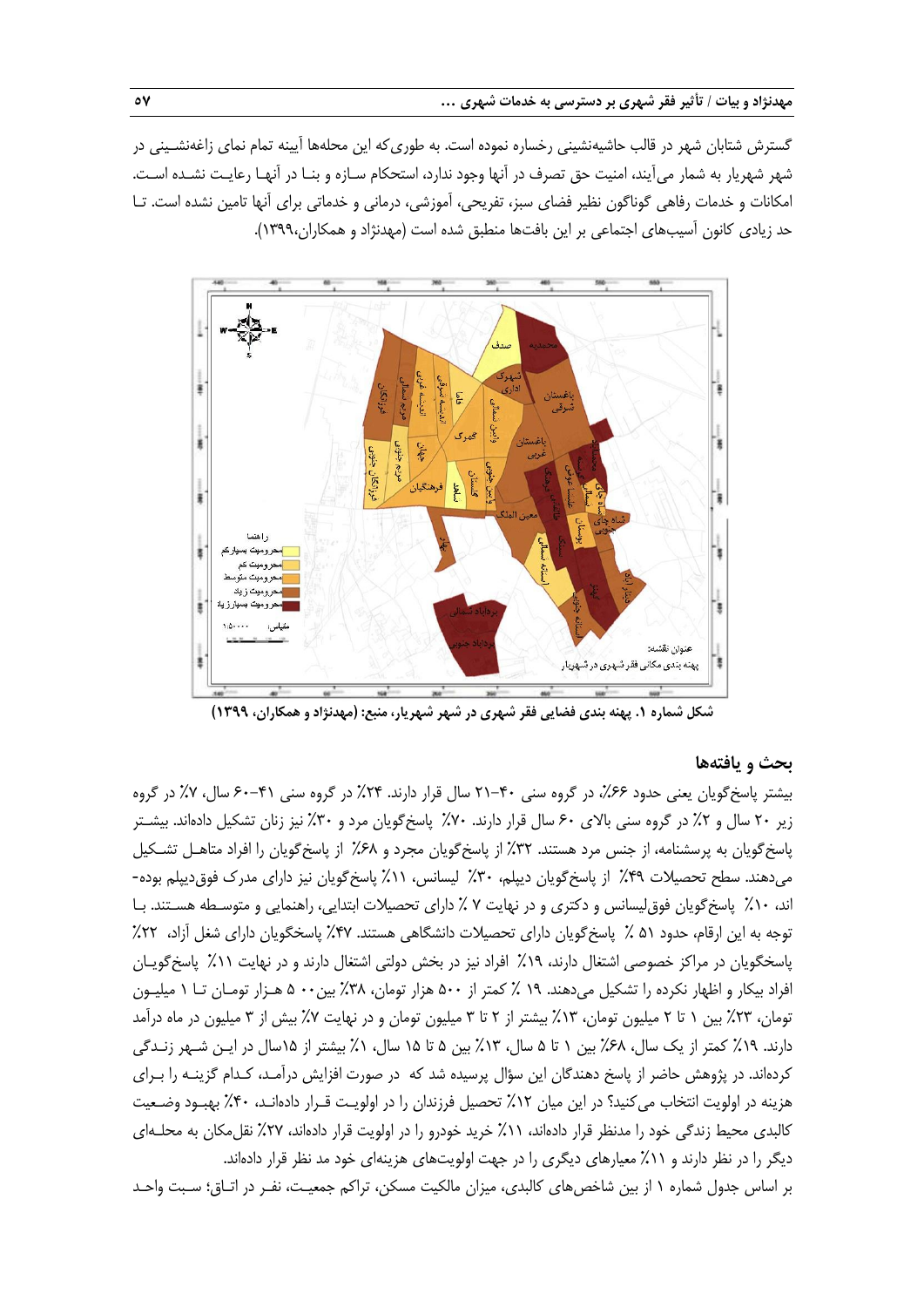گسترش شتابان شهر در قالب حاشیه‌نشینی رخساره نموده است. به طوری‌که این محله‌ها آیینه تمام نمای زاغه‌نشـینی در شهر شهریار به شمار می‌آیند، امنیت حق تصرف در آنها وجود ندارد، استحکام سـازه و بنـا در آنهـا رعایـت نشـده اسـت. امکانات و خدمات رفاهی گوناگون نظیر فضای سبز، تفریحی، آموزشی، درمانی و خدماتی برای آنها تامین نشده است. تـا حد زیادی کانون آسیب‌های اجتماعی بر این بافت‌ها منطبق شده است (مهدنژاد و همکاران،۱۳۹۹).

شکل شماره ۱. پهنه بندی فضایی فقر شهری در شهر شهریار، منبع: (مهدنژاد و همکاران، ۱۳۹۹)

## بحث و یافته‌ها

بیشتر پاسخ‌گویان یعنی حدود ۶۶٪، در گروه سنی ۴۰-۲۱ سال قرار دارند. ۲۴٪ در گروه سنی ۴۱-۶۰ سال، ۷٪ در گروه زیر ۲۰ سال و ۲٪ در گروه سنی بالای ۶۰ سال قرار دارند. ۷۰٪ پاسخ‌گویان مرد و ۳۰٪ نیز زنان تشکیل داده‌اند. بیشـتر پاسخ‌گویان به پرسشنامه، از جنس مرد هستند. ۳۲٪ از پاسخ‌گویان مجرد و ۶۸٪ از پاسخ‌گویان را افراد متاهـل تشـکیل می‌دهند. سطح تحصیلات ۴۹٪ از پاسخ‌گویان دیپلم، ۳۰٪ لیسانس، ۱۱٪ پاسخ‌گویان نیز دارای مدرک فوق‌دیپلم بوده-اند، ۱۰٪ پاسخ‌گویان فوق‌لیسانس و دکتری و در نهایت ۷ ٪ دارای تحصیلات ابتدایی، راهنمایی و متوسـطه هسـتند. بـا توجه به این ارقام، حدود ۵۱ ٪ پاسخ‌گویان دارای تحصیلات دانشگاهی هستند. ۴۷٪ پاسخگویان دارای شغل آزاد، ۲۲٪ پاسخگویان در مراکز خصوصی اشتغال دارند، ۱۹٪ افراد نیز در بخش دولتی اشتغال دارند و در نهایت ۱۱٪ پاسخ‌گویـان افراد بیکار و اظهار نکرده را تشکیل می‌دهند. ۱۹ ٪ کمتر از ۵۰۰ هزار تومان، ۳۸٪ بین ۵۰۰ هـزار تومـان تـا ۱ میلیـون تومان، ۲۳٪ بین ۱ تا ۲ میلیون تومان، ۱۳٪ بیشتر از ۲ تا ۳ میلیون تومان و در نهایت ۷٪ بیش از ۳ میلیون در ماه درآمد دارند. ۱۹٪ کمتر از یک سال، ۶۸٪ بین ۱ تا ۵ سال، ۱۳٪ بین ۵ تا ۱۵ سال، ۱٪ بیشتر از ۱۵سال در ایـن شـهر زنـدگی کرده‌اند. در پژوهش حاضر از پاسخ دهندگان این سؤال پرسیده شد که در صورت افزایش درآمـد، کـدام گزینـه را بـرای هزینه در اولویت انتخاب می‌کنید؟ در این میان ۱۲٪ تحصیل فرزندان را در اولویـت قـرار داده‌انـد، ۴۰٪ بهبـود وضـعیت کالبدی محیط زندگی خود را مدنظر قرار داده‌اند، ۱۱٪ خرید خودرو را در اولویت قرار داده‌اند، ۲۷٪ نقل‌مکان به محلـه‌ای دیگر را در نظر دارند و ۱۱٪ معیارهای دیگری را در جهت اولویت‌های هزینه‌ای خود مد نظر قرار داده‌اند.

بر اساس جدول شماره ۱ از بین شاخص‌های کالبدی، میزان مالکیت مسکن، تراکم جمعیـت، نفـر در اتـاق؛ سـبت واحـد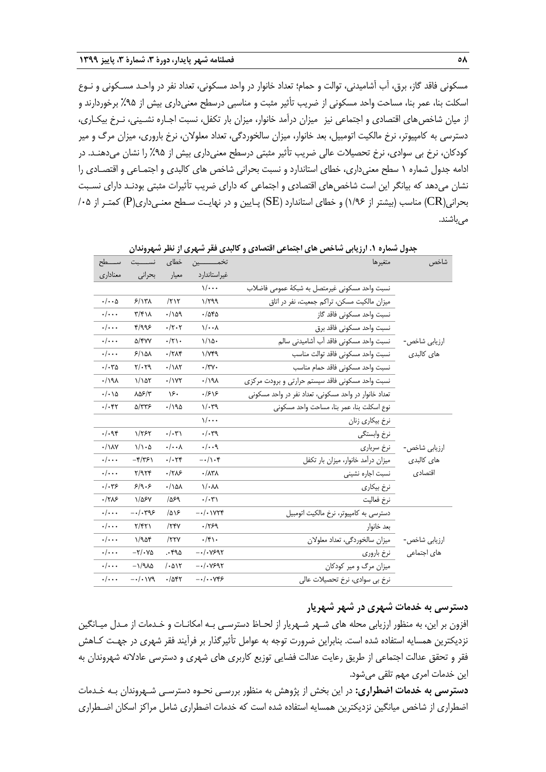مسکونی فاقد گاز، برق، آب آشامیدنی، توالت و حمام؛ تعداد خانوار در واحد مسکونی، تعداد نفر در واحـد مسـکونی و نـوع اسکلت بنا، عمر بنا، مساحت واحد مسکونی از ضریب تأثیر مثبت و مناسبی درسطح معنی‌داری بیش از ۹۵٪ برخوردارند و از میان شاخص‌های اقتصادی و اجتماعی نیز میزان درآمد خانوار، میزان بار تکفل، نسبت اجاره نشـینی، نـرخ بیکـاری، دسترسی به کامپیوتر، نرخ مالکیت اتومبیل، بعد خانوار، میزان سالخوردگی، تعداد معلولان، نرخ باروری، میزان مرگ و میر کودکان، نرخ بی سوادی، نرخ تحصیلات عالی ضریب تأثیر مثبتی درسطح معنی‌داری بیش از ۹۵٪ را نشان می‌دهنـد. در ادامه جدول شماره ۱ سطح معنی‌داری، خطای استاندارد و نسبت بحرانی شاخص های کالبدی و اجتمـاعی و اقتصـادی را نشان می‌دهد که بیانگر این است شاخص‌های اقتصادی و اجتماعی که دارای ضریب تأثیرات مثبتی بودنـد دارای نسـبت بحرانی(CR) مناسب (بیشتر از ۱/۹۶) و خطای استاندارد (SE) پـایین و در نهایـت سـطح معنـی‌داری(P) کمتـر از ۰/۰۵ می‌باشند.

**جدول شماره ۱. ارزیابی شاخص های اجتماعی اقتصادی و کالبدی فقر شهری از نظر شهروندان**

| شاخص | متغیرها | تخمین غیراستاندارد | خطای معیار | نسبت بحرانی | سطح معناداری |
|---|---|---|---|---|---|
| ارزیابی شاخص‌های کالبدی | نسبت واحد مسکونی غیرمتصل به شبکهٔ عمومی فاضلاب | ۱/۰۰۰ | | | |
| | میزان مالکیت مسکن، تراکم جمعیت، نفر در اتاق | ۱/۲۹۹ | /۲۱۲ | ۶/۱۳۸ | ۰/۰۰۵ |
| | نسبت واحد مسکونی فاقد گاز | ۰/۵۴۵ | ۰/۱۵۹ | ۳/۴۱۸ | ۰/۰۰۰ |
| | نسبت واحد مسکونی فاقد برق | ۱/۰۰۸ | ۰/۲۰۲ | ۴/۹۹۶ | ۰/۰۰۰ |
| | نسبت واحد مسکونی فاقد آب آشامیدنی سالم | ۱/۱۵۰ | ۰/۲۱۰ | ۵/۴۷۷ | ۰/۰۰۰ |
| | نسبت واحد مسکونی فاقد توالت مناسب | ۱/۷۴۹ | ۰/۲۸۴ | ۶/۱۵۸ | ۰/۰۰۰ |
| | نسبت واحد مسکونی فاقد حمام مناسب | ۰/۳۷۰ | ۰/۱۸۲ | ۲/۰۲۹ | ۰/۰۳۵ |
| | نسبت واحد مسکونی فاقد سیستم حرارتی و برودت مرکزی | ۰/۱۹۸ | ۰/۱۷۲ | ۱/۱۵۲ | ۰/۱۹۸ |
| | تعداد خانوار در واحد مسکونی، تعداد نفر در واحد مسکونی | ۰/۶۱۶ | ۱۶۰ | ۸۵۶/۳ | ۰/۰۱۵ |
| | نوع اسکلت بنا، عمر بنا، مساحت واحد مسکونی | ۱/۰۳۹ | ۰/۱۹۵ | ۵/۳۳۶ | ۰/۰۴۲ |
| ارزیابی شاخص‌های کالبدی اقتصادی | نرخ بیکاری زنان | ۱/۰۰۰ | | | |
| | نرخ وابستگی | ۰/۰۳۹ | ۰/۰۳۱ | ۱/۲۶۲ | ۰/۰۹۴ |
| | نرخ سرباری | ۰/۰۰۹ | ۰/۰۰۸ | ۱/۱۰۵ | ۰/۱۸۷ |
| | میزان درآمد خانوار، میزان بار تکفل | −۰/۱۰۴ | ۰/۰۲۴ | −۴/۳۶۱ | ۰/۰۰۰ |
| | نسبت اجاره نشینی | ۰/۸۳۸ | ۰/۲۸۶ | ۲/۹۲۴ | ۰/۰۰۰ |
| | نرخ بیکاری | ۱/۰۸۸ | ۰/۱۵۸ | ۶/۹۰۶ | ۰/۰۳۶ |
| | نرخ فعالیت | ۰/۰۳۱ | /۵۶۹ | ۱/۵۶۷ | ۰/۲۸۶ |
| ارزیابی شاخص‌های اجتماعی | دسترسی به کامپیوتر، نرخ مالکیت اتومبیل | −۰/۰۱۷۲۴ | /۵۱۶ | −۰/۰۳۹۶ | ۰/۰۰۰ |
| | بعد خانوار | ۰/۲۶۹ | /۲۴۷ | ۲/۴۲۱ | ۰/۰۰۰ |
| | میزان سالخوردگی، تعداد معلولان | ۰/۴۱۰ | /۲۲۷ | ۱/۹۵۴ | ۰/۰۰۰ |
| | نرخ باروری | −۰/۰۷۶۹۲ | ۰۴۹۵. | −۲/۰۷۵ | ۰/۰۰۰ |
| | میزان مرگ و میر کودکان | −۰/۰۷۶۹۲ | /۰۵۱۲ | −۱/۹۸۵ | ۰/۰۰۰ |
| | نرخ بی سوادی، نرخ تحصیلات عالی | −۰/۰۰۷۴۶ | ۰/۵۴۲ | −۰/۰۱۷۹ | ۰/۰۰۰ |

## دسترسی به خدمات شهری در شهر شهریار

افزون بر این، به منظور ارزیابی محله های شـهر شـهریار از لحـاظ دسترسـی بـه امکانـات و خـدمات از مـدل میـانگین نزدیکترین همسایه استفاده شده است. بنابراین ضرورت توجه به عوامل تأثیرگذار بر فرآیند فقر شهری در جهـت کـاهش فقر و تحقق عدالت اجتماعی از طریق رعایت عدالت فضایی توزیع کاربری های شهری و دسترسی عادلانه شهروندان به این خدمات امری مهم تلقی می‌شود.

**دسترسی به خدمات اضطراری:** در این بخش از پژوهش به منظور بررسـی نحـوه دسترسـی شـهروندان بـه خـدمات اضطراری از شاخص میانگین نزدیکترین همسایه استفاده شده است که خدمات اضطراری شامل مراکز اسکان اضـطراری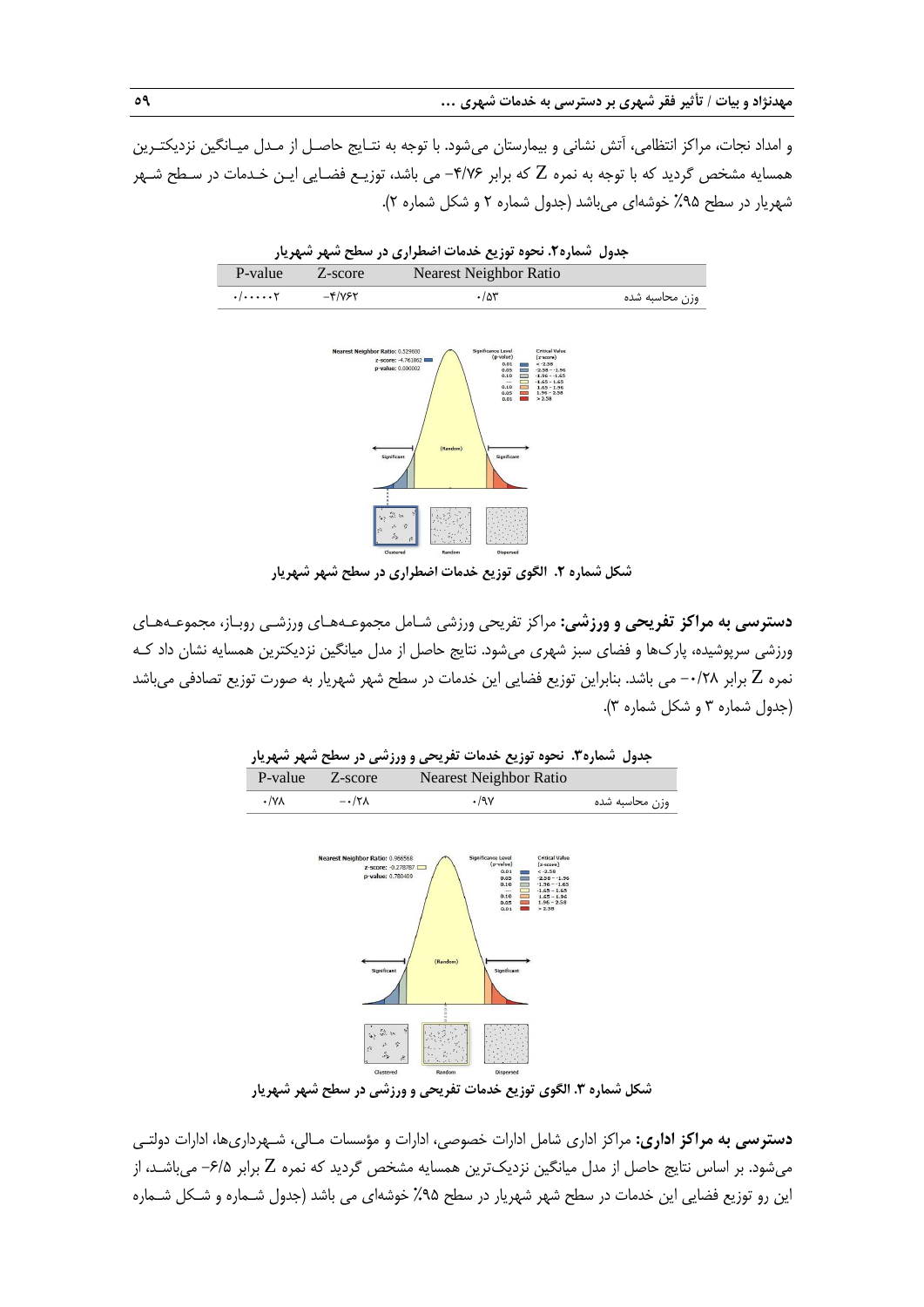و امداد نجات، مراکز انتظامی، آتش نشانی و بیمارستان می‌شود. با توجه به نتـایج حاصـل از مـدل میـانگین نزدیکتـرین همسایه مشخص گردید که با توجه به نمره Z که برابر ۴/۷۶- می باشد، توزیـع فضـایی ایـن خـدمات در سـطح شـهر شهریار در سطح ۹۵٪ خوشه‌ای می‌باشد (جدول شماره ۲ و شکل شماره ۲).

**جدول شماره۲. نحوه توزیع خدمات اضطراری در سطح شهر شهریار**

| | Nearest Neighbor Ratio | Z-score | P-value |
|---|---|---|---|
| وزن محاسبه شده | ۰/۵۳ | ۴/۷۶۲- | ۰/۰۰۰۰۰۲ |

**شکل شماره ۲. الگوی توزیع خدمات اضطراری در سطح شهر شهریار**

**دسترسی به مراکز تفریحی و ورزشی:** مراکز تفریحی ورزشی شـامل مجموعـه‌هـای ورزشـی روبـاز، مجموعـه‌هـای ورزشی سرپوشیده، پارک‌ها و فضای سبز شهری می‌شود. نتایج حاصل از مدل میانگین نزدیکترین همسایه نشان داد کـه نمره Z برابر ۰/۲۸- می باشد. بنابراین توزیع فضایی این خدمات در سطح شهر شهریار به صورت توزیع تصادفی می‌باشد (جدول شماره ۳ و شکل شماره ۳).

**جدول شماره۳. نحوه توزیع خدمات تفریحی و ورزشی در سطح شهر شهریار**

| | Nearest Neighbor Ratio | Z-score | P-value |
|---|---|---|---|
| وزن محاسبه شده | ۰/۹۷ | ۰/۲۸- | ۰/۷۸ |

**شکل شماره ۳. الگوی توزیع خدمات تفریحی و ورزشی در سطح شهر شهریار**

**دسترسی به مراکز اداری:** مراکز اداری شامل ادارات خصوصی، ادارات و مؤسسات مـالی، شـهرداری‌ها، ادارات دولتـی می‌شود. بر اساس نتایج حاصل از مدل میانگین نزدیک‌ترین همسایه مشخص گردید که نمره Z برابر ۶/۵- می‌باشـد، از این رو توزیع فضایی این خدمات در سطح شهر شهریار در سطح ۹۵٪ خوشه‌ای می باشد (جدول شـماره و شـکل شـماره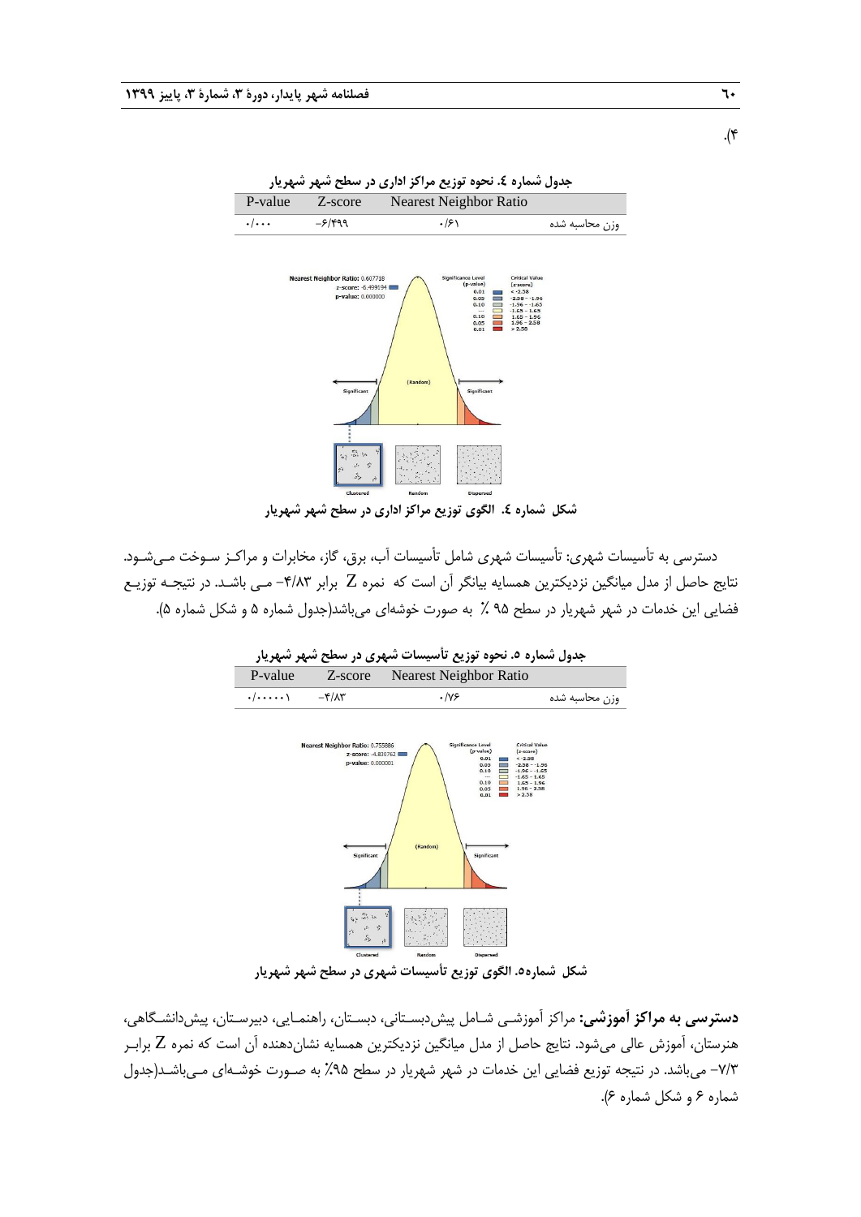۴).

جدول شماره ٤. نحوه توزیع مراکز اداری در سطح شهر شهریار

| | Nearest Neighbor Ratio | Z-score | P-value |
|---|---|---|---|
| وزن محاسبه شده | ۰/۶۱ | -۶/۴۹۹ | ۰/۰۰۰ |

شکل شماره ٤. الگوی توزیع مراکز اداری در سطح شهر شهریار

دسترسی به تأسیسات شهری: تأسیسات شهری شامل تأسیسات آب، برق، گاز، مخابرات و مراکز سوخت می‌شود. نتایج حاصل از مدل میانگین نزدیکترین همسایه بیانگر آن است که نمره Z برابر ۴/۸۳- می باشد. در نتیجه توزیع فضایی این خدمات در شهر شهریار در سطح ۹۵ ٪ به صورت خوشه‌ای می‌باشد(جدول شماره ۵ و شکل شماره ۵).

جدول شماره ۵. نحوه توزیع تأسیسات شهری در سطح شهر شهریار

| | Nearest Neighbor Ratio | Z-score | P-value |
|---|---|---|---|
| وزن محاسبه شده | ۰/۷۶ | -۴/۸۳ | ۰/۰۰۰۰۰۱ |

شکل شماره۵. الگوی توزیع تأسیسات شهری در سطح شهر شهریار

**دسترسی به مراکز آموزشی:** مراکز آموزشی شامل پیش‌دبستانی، دبستان، راهنمایی، دبیرستان، پیش‌دانشگاهی، هنرستان، آموزش عالی می‌شود. نتایج حاصل از مدل میانگین نزدیکترین همسایه نشان‌دهنده آن است که نمره Z برابر ۷/۳- می‌باشد. در نتیجه توزیع فضایی این خدمات در شهر شهریار در سطح ۹۵٪ به صورت خوشه‌ای می‌باشد(جدول شماره ۶ و شکل شماره ۶).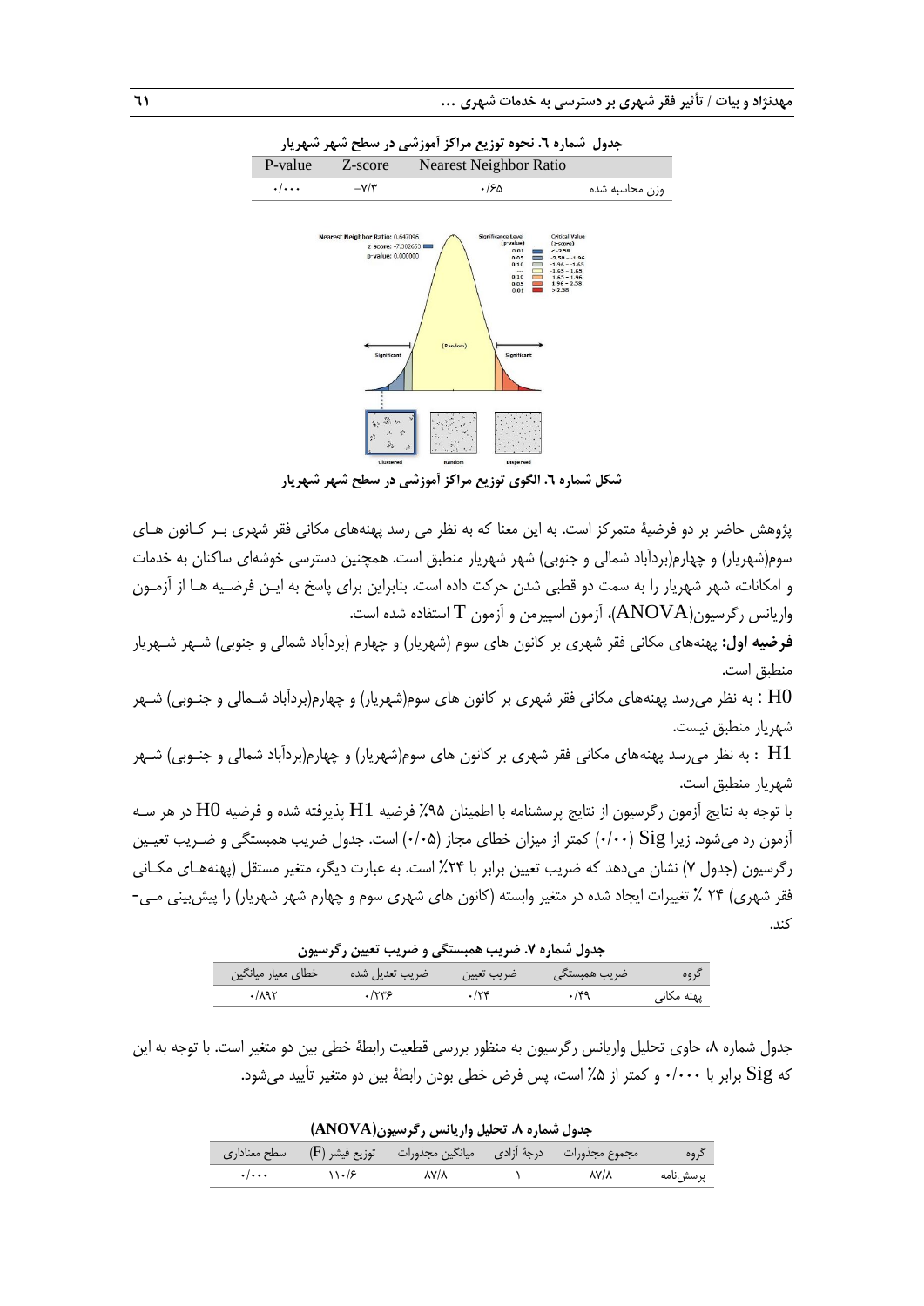جدول شماره ۶. نحوه توزیع مراکز آموزشی در سطح شهر شهریار

|  | Nearest Neighbor Ratio | Z-score | P-value |
|---|---|---|---|
| وزن محاسبه شده | ۰/۶۵ | -۷/۳ | ۰/۰۰۰ |

شکل شماره ۶. الگوی توزیع مراکز آموزشی در سطح شهر شهریار

پژوهش حاضر بر دو فرضیهٔ متمرکز است. به این معنا که به نظر می رسد پهنه‌های مکانی فقر شهری بر کـانون هـای سوم(شهریار) و چهارم(بردآباد شمالی و جنوبی) شهر شهریار منطبق است. همچنین دسترسی خوشه‌ای ساکنان به خدمات و امکانات، شهر شهریار را به سمت دو قطبی شدن حرکت داده است. بنابراین برای پاسخ به ایـن فرضـیه هـا از آزمـون واریانس رگرسیون(ANOVA)، آزمون اسپیرمن و آزمون T استفاده شده است.

**فرضیه اول:** پهنه‌های مکانی فقر شهری بر کانون های سوم (شهریار) و چهارم (بردآباد شمالی و جنوبی) شـهر شـهریار منطبق است.

H0 : به نظر می‌رسد پهنه‌های مکانی فقر شهری بر کانون های سوم(شهریار) و چهارم(بردآباد شـمالی و جنـوبی) شـهر شهریار منطبق نیست.

H1 : به نظر می‌رسد پهنه‌های مکانی فقر شهری بر کانون های سوم(شهریار) و چهارم(بردآباد شمالی و جنـوبی) شـهر شهریار منطبق است.

با توجه به نتایج آزمون رگرسیون از نتایج پرسشنامه با اطمینان ۹۵٪ فرضیه H1 پذیرفته شده و فرضیه H0 در هر سـه آزمون رد می‌شود. زیرا Sig (۰/۰۰) کمتر از میزان خطای مجاز (۰/۰۵) است. جدول ضریب همبستگی و ضـریب تعیـین رگرسیون (جدول ۷) نشان می‌دهد که ضریب تعیین برابر با ۲۴٪ است. به عبارت دیگر، متغیر مستقل (پهنه‌هـای مکـانی فقر شهری) ۲۴ ٪ تغییرات ایجاد شده در متغیر وابسته (کانون های شهری سوم و چهارم شهر شهریار) را پیش‌بینی مـی-کند.

جدول شماره ۷. ضریب همبستگی و ضریب تعیین رگرسیون

| گروه | ضریب همبستگی | ضریب تعیین | ضریب تعدیل شده | خطای معیار میانگین |
|---|---|---|---|---|
| پهنه مکانی | ۰/۴۹ | ۰/۲۴ | ۰/۲۳۶ | ۰/۸۹۲ |

جدول شماره ۸، حاوی تحلیل واریانس رگرسیون به منظور بررسی قطعیت رابطهٔ خطی بین دو متغیر است. با توجه به این که Sig برابر با ۰/۰۰۰ و کمتر از ۵٪ است، پس فرض خطی بودن رابطهٔ بین دو متغیر تأیید می‌شود.

جدول شماره ۸. تحلیل واریانس رگرسیون(ANOVA)

| گروه | مجموع مجذورات | درجهٔ آزادی | میانگین مجذورات | توزیع فیشر (F) | سطح معناداری |
|---|---|---|---|---|---|
| پرسش‌نامه | ۸۷/۸ | ۱ | ۸۷/۸ | ۱۱۰/۶ | ۰/۰۰۰ |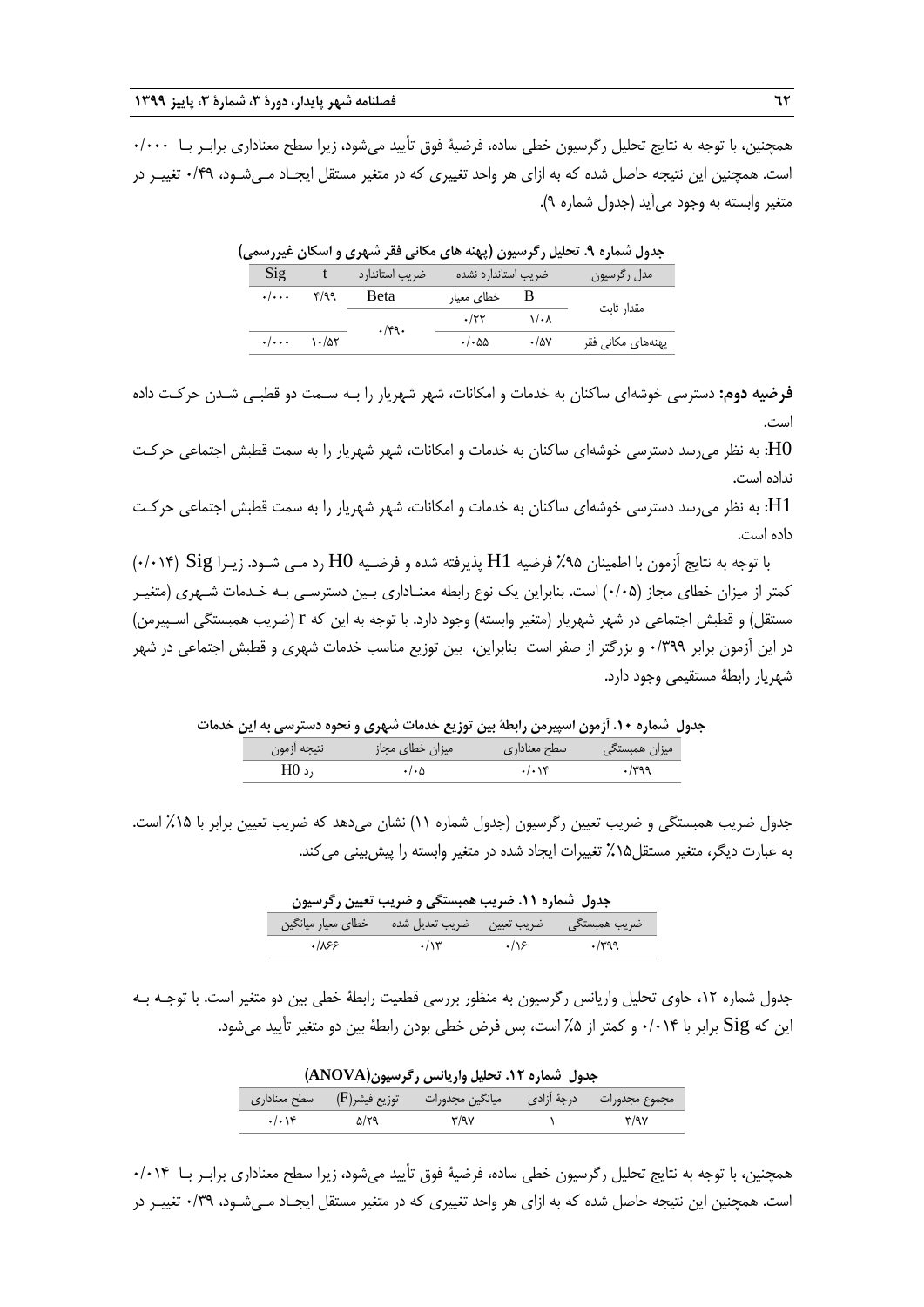همچنین، با توجه به نتایج تحلیل رگرسیون خطی ساده، فرضیهٔ فوق تأیید می‌شود، زیرا سطح معناداری برابر با ۰/۰۰۰ است. همچنین این نتیجه حاصل شده که به ازای هر واحد تغییری که در متغیر مستقل ایجاد می‌شود، ۰/۴۹ تغییر در متغیر وابسته به وجود می‌آید (جدول شماره ۹).

**جدول شماره ۹. تحلیل رگرسیون (پهنه های مکانی فقر شهری و اسکان غیررسمی)**

| مدل رگرسیون | ضریب استاندارد نشده | | ضریب استاندارد | t | Sig |
|---|---|---|---|---|---|
| | B | خطای معیار | Beta | ۴/۹۹ | ۰/۰۰۰ |
| مقدار ثابت | ۱/۰۸ | ۰/۲۲ | ۰/۴۹۰ | | |
| پهنه‌های مکانی فقر | ۰/۵۷ | ۰/۰۵۵ | | ۱۰/۵۲ | ۰/۰۰۰ |

**فرضیه دوم:** دسترسی خوشه‌ای ساکنان به خدمات و امکانات، شهر شهریار را به سمت دو قطبی شدن حرکت داده است.

H0: به نظر می‌رسد دسترسی خوشه‌ای ساکنان به خدمات و امکانات، شهر شهریار را به سمت قطبش اجتماعی حرکت نداده است.

H1: به نظر می‌رسد دسترسی خوشه‌ای ساکنان به خدمات و امکانات، شهر شهریار را به سمت قطبش اجتماعی حرکت داده است.

با توجه به نتایج آزمون با اطمینان ۹۵٪ فرضیه H1 پذیرفته شده و فرضیه H0 رد می شود. زیرا Sig (۰/۰۱۴) کمتر از میزان خطای مجاز (۰/۰۵) است. بنابراین یک نوع رابطه معناداری بین دسترسی به خدمات شهری (متغیر مستقل) و قطبش اجتماعی در شهر شهریار (متغیر وابسته) وجود دارد. با توجه به این که r (ضریب همبستگی اسپیرمن) در این آزمون برابر ۰/۳۹۹ و بزرگتر از صفر است بنابراین، بین توزیع مناسب خدمات شهری و قطبش اجتماعی در شهر شهریار رابطهٔ مستقیمی وجود دارد.

**جدول شماره ۱۰. آزمون اسپیرمن رابطهٔ بین توزیع خدمات شهری و نحوه دسترسی به این خدمات**

| میزان همبستگی | سطح معناداری | میزان خطای مجاز | نتیجه آزمون |
|---|---|---|---|
| ۰/۳۹۹ | ۰/۰۱۴ | ۰/۰۵ | رد H0 |

جدول ضریب همبستگی و ضریب تعیین رگرسیون (جدول شماره ۱۱) نشان می‌دهد که ضریب تعیین برابر با ۱۵٪ است. به عبارت دیگر، متغیر مستقل۱۵٪ تغییرات ایجاد شده در متغیر وابسته را پیش‌بینی می‌کند.

**جدول شماره ۱۱. ضریب همبستگی و ضریب تعیین رگرسیون**

| ضریب همبستگی | ضریب تعیین | ضریب تعدیل شده | خطای معیار میانگین |
|---|---|---|---|
| ۰/۳۹۹ | ۰/۱۶ | ۰/۱۳ | ۰/۸۶۶ |

جدول شماره ۱۲، حاوی تحلیل واریانس رگرسیون به منظور بررسی قطعیت رابطهٔ خطی بین دو متغیر است. با توجه به این که Sig برابر با ۰/۰۱۴ و کمتر از ۵٪ است، پس فرض خطی بودن رابطهٔ بین دو متغیر تأیید می‌شود.

**جدول شماره ۱۲. تحلیل واریانس رگرسیون(ANOVA)**

| مجموع مجذورات | درجهٔ آزادی | میانگین مجذورات | توزیع فیشر(F) | سطح معناداری |
|---|---|---|---|---|
| ۳/۹۷ | ۱ | ۳/۹۷ | ۵/۲۹ | ۰/۰۱۴ |

همچنین، با توجه به نتایج تحلیل رگرسیون خطی ساده، فرضیهٔ فوق تأیید می‌شود، زیرا سطح معناداری برابر با ۰/۰۱۴ است. همچنین این نتیجه حاصل شده که به ازای هر واحد تغییری که در متغیر مستقل ایجاد می‌شود، ۰/۳۹ تغییر در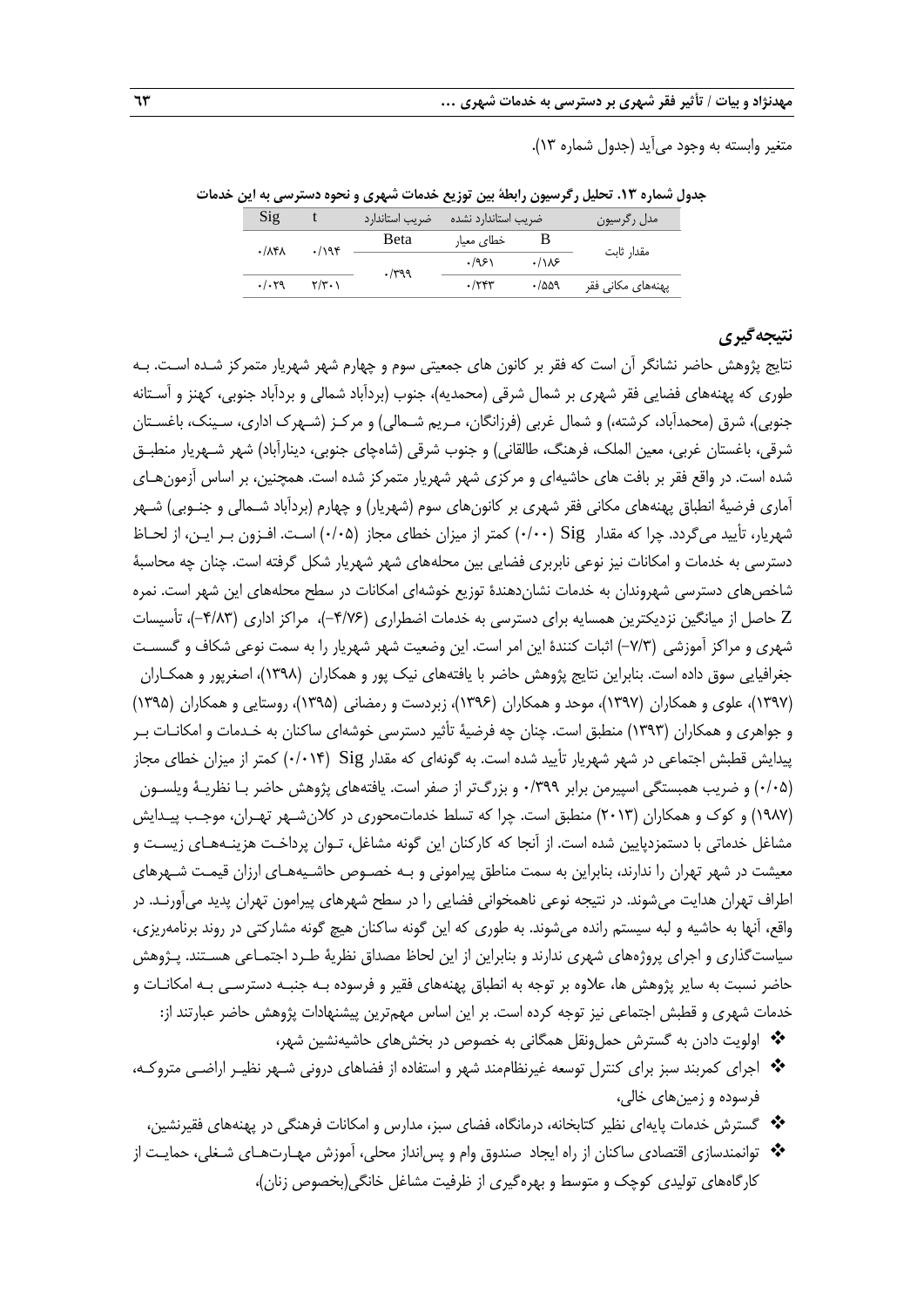متغیر وابسته به وجود می‌آید (جدول شماره ۱۳).

**جدول شماره ۱۳. تحلیل رگرسیون رابطهٔ بین توزیع خدمات شهری و نحوه دسترسی به این خدمات**

| مدل رگرسیون | ضریب استاندارد نشده | | ضریب استاندارد | t | Sig |
|---|---|---|---|---|---|
| | B | خطای معیار | Beta | | |
| مقدار ثابت | ۰/۱۸۶ | ۰/۹۶۱ | | ۰/۱۹۴ | ۰/۸۴۸ |
| پهنه‌های مکانی فقر | ۰/۵۵۹ | ۰/۲۴۳ | ۰/۳۹۹ | ۲/۳۰۱ | ۰/۰۲۹ |

## نتیجه‌گیری

نتایج پژوهش حاضر نشانگر آن است که فقر بر کانون های جمعیتی سوم و چهارم شهر شهریار متمرکز شده است. بـه طوری که پهنه‌های فضایی فقر شهری بر شمال شرقی (محمدیه)، جنوب (بردآباد شمالی و بردآباد جنوبی، کهنز و آستانه جنوبی)، شرق (محمدآباد، کرشته،) و شمال غربی (فرزانگان، مـریم شـمالی) و مرکـز (شـهرک اداری، سـینک، باغسـتان شرقی، باغستان غربی، معین الملک، فرهنگ، طالقانی) و جنوب شرقی (شاهچای جنوبی، دینارآباد) شهر شـهریار منطبـق شده است. در واقع فقر بر بافت های حاشیه‌ای و مرکزی شهر شهریار متمرکز شده است. همچنین، بر اساس آزمون‌هـای آماری فرضیهٔ انطباق پهنه‌های مکانی فقر شهری بر کانون‌های سوم (شهریار) و چهارم (بردآباد شـمالی و جنـوبی) شـهر شهریار، تأیید می‌گردد. چرا که مقدار Sig (۰/۰۰) کمتر از میزان خطای مجاز (۰/۰۵) اسـت. افـزون بـر ایـن، از لحـاظ دسترسی به خدمات و امکانات نیز نوعی نابربری فضایی بین محله‌های شهر شهریار شکل گرفته است. چنان چه محاسبهٔ شاخص‌های دسترسی شهروندان به خدمات نشان‌دهندهٔ توزیع خوشه‌ای امکانات در سطح محله‌های این شهر است. نمره Z حاصل از میانگین نزدیکترین همسایه برای دسترسی به خدمات اضطراری (۴/۷۶-)، مراکز اداری (۴/۸۳-)، تأسیسات شهری و مراکز آموزشی (۷/۳-) اثبات کنندهٔ این امر است. این وضعیت شهر شهریار را به سمت نوعی شکاف و گسسـت جغرافیایی سوق داده است. بنابراین نتایج پژوهش حاضر با یافته‌های نیک پور و همکاران (۱۳۹۸)، اصغرپور و همکـاران (۱۳۹۷)، علوی و همکاران (۱۳۹۷)، موحد و همکاران (۱۳۹۶)، زبردست و رمضانی (۱۳۹۵)، روستایی و همکاران (۱۳۹۵) و جواهری و همکاران (۱۳۹۳) منطبق است. چنان چه فرضیهٔ تأثیر دسترسی خوشه‌ای ساکنان به خـدمات و امکانـات بـر پیدایش قطبش اجتماعی در شهر شهریار تأیید شده است. به گونه‌ای که مقدار Sig (۰/۰۱۴) کمتر از میزان خطای مجاز (۰/۰۵) و ضریب همبستگی اسپیرمن برابر ۰/۳۹۹ و بزرگ‌تر از صفر است. یافته‌های پژوهش حاضر بـا نظریـهٔ ویلسـون (۱۹۸۷) و کوک و همکاران (۲۰۱۳) منطبق است. چرا که تسلط خدمات‌محوری در کلان‌شـهر تهـران، موجـب پیـدایش مشاغل خدماتی با دستمزدپایین شده است. از آنجا که کارکنان این گونه مشاغل، تـوان پرداخـت هزینـه‌هـای زیسـت و معیشت در شهر تهران را ندارند، بنابراین به سمت مناطق پیرامونی و بـه خصـوص حاشـیه‌هـای ارزان قیمـت شـهرهای اطراف تهران هدایت می‌شوند. در نتیجه نوعی ناهمخوانی فضایی را در سطح شهرهای پیرامون تهران پدید می‌آورنـد. در واقع، آنها به حاشیه و لبه سیستم رانده می‌شوند. به طوری که این گونه ساکنان هیچ گونه مشارکتی در روند برنامه‌ریزی، سیاست‌گذاری و اجرای پروژه‌های شهری ندارند و بنابراین از این لحاظ مصداق نظریهٔ طـرد اجتمـاعی هسـتند. پـژوهش حاضر نسبت به سایر پژوهش ها، علاوه بر توجه به انطباق پهنه‌های فقیر و فرسوده بـه جنبـه دسترسـی بـه امکانـات و خدمات شهری و قطبش اجتماعی نیز توجه کرده است. بر این اساس مهم‌ترین پیشنهادات پژوهش حاضر عبارتند از:

- اولویت دادن به گسترش حمل‌ونقل همگانی به خصوص در بخش‌های حاشیه‌نشین شهر،
- اجرای کمربند سبز برای کنترل توسعه غیرنظام‌مند شهر و استفاده از فضاهای درونی شـهر نظیـر اراضـی متروکـه، فرسوده و زمین‌های خالی،
- گسترش خدمات پایه‌ای نظیر کتابخانه، درمانگاه، فضای سبز، مدارس و امکانات فرهنگی در پهنه‌های فقیرنشین،
- توانمندسازی اقتصادی ساکنان از راه ایجاد صندوق وام و پس‌انداز محلی، آموزش مهـارت‌هـای شـغلی، حمایـت از کارگاه‌های تولیدی کوچک و متوسط و بهره‌گیری از ظرفیت مشاغل خانگی(بخصوص زنان)،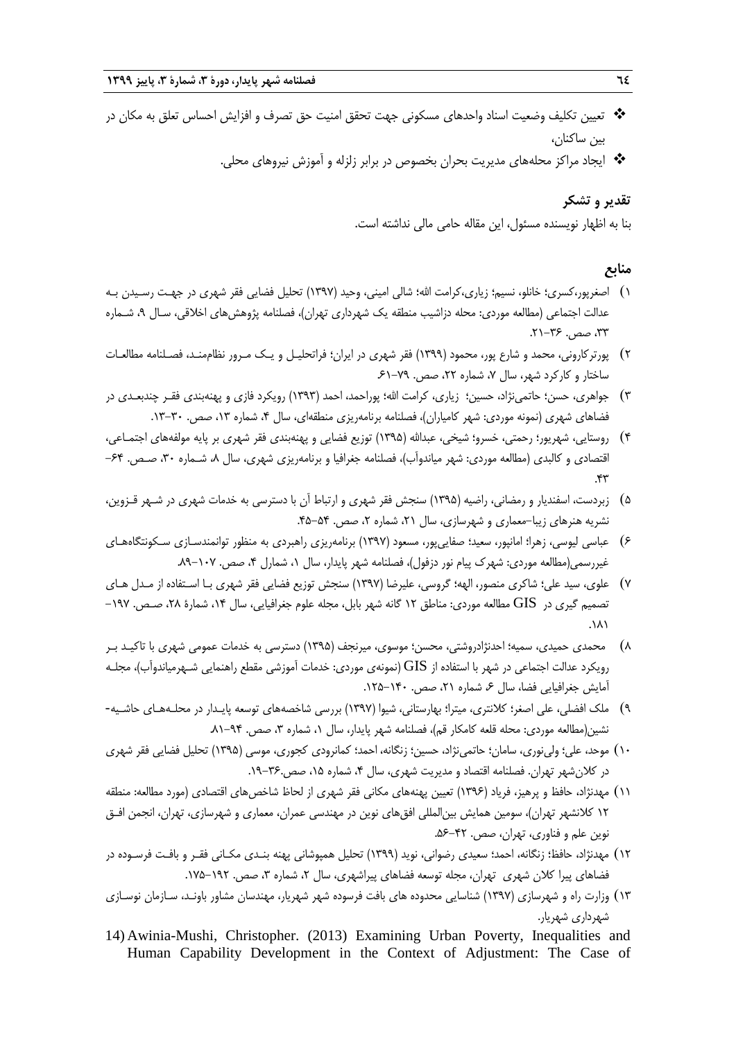- ❖ تعیین تکلیف وضعیت اسناد واحدهای مسکونی جهت تحقق امنیت حق تصرف و افزایش احساس تعلق به مکان در بین ساکنان،
- ❖ ایجاد مراکز محله‌های مدیریت بحران بخصوص در برابر زلزله و آموزش نیروهای محلی.

### تقدیر و تشکر

بنا به اظهار نویسنده مسئول، این مقاله حامی مالی نداشته است.

## منابع

۱) اصغرپور،کسری؛ خانلو، نسیم؛ زیاری،کرامت الله؛ شالی امینی، وحید (۱۳۹۷) تحلیل فضایی فقر شهری در جهت رسیدن به عدالت اجتماعی (مطالعه موردی: محله دزاشیب منطقه یک شهرداری تهران)، فصلنامه پژوهش‌های اخلاقی، سال ۹، شماره ۳۳، صص. ۳۶-۲۱.

۲) پورترکارونی، محمد و شارع پور، محمود (۱۳۹۹) فقر شهری در ایران؛ فراتحلیل و یک مرور نظام‌مند، فصلنامه مطالعات ساختار و کارکرد شهر، سال ۷، شماره ۲۲، صص. ۷۹-۶۱.

۳) جواهری، حسن؛ حاتمی‌نژاد، حسین؛ زیاری، کرامت الله؛ پوراحمد، احمد (۱۳۹۳) رویکرد فازی و پهنه‌بندی فقر چندبعدی در فضاهای شهری (نمونه موردی: شهر کامیاران)، فصلنامه برنامه‌ریزی منطقه‌ای، سال ۴، شماره ۱۳، صص. ۳۰-۱۳.

۴) روستایی، شهریور؛ رحمتی، خسرو؛ شیخی، عبدالله (۱۳۹۵) توزیع فضایی و پهنه‌بندی فقر شهری بر پایه مولفه‌های اجتماعی، اقتصادی و کالبدی (مطالعه موردی: شهر میاندوآب)، فصلنامه جغرافیا و برنامه‌ریزی شهری، سال ۸، شماره ۳۰، صص. ۶۴-۴۳.

۵) زبردست، اسفندیار و رمضانی، راضیه (۱۳۹۵) سنجش فقر شهری و ارتباط آن با دسترسی به خدمات شهری در شهر قزوین، نشریه هنرهای زیبا-معماری و شهرسازی، سال ۲۱، شماره ۲، صص. ۵۴-۴۵.

۶) عباسی لیوسی، زهرا؛ امانپور، سعید؛ صفایی‌پور، مسعود (۱۳۹۷) برنامه‌ریزی راهبردی به منظور توانمندسازی سکونتگاه‌های غیررسمی(مطالعه موردی: شهرک پیام نور دزفول)، فصلنامه شهر پایدار، سال ۱، شمارل ۴، صص. ۱۰۷-۸۹.

۷) علوی، سید علی؛ شاکری منصور، الهه؛ گروسی، علیرضا (۱۳۹۷) سنجش توزیع فضایی فقر شهری با استفاده از مدل های تصمیم گیری در GIS مطالعه موردی: مناطق ۱۲ گانه شهر بابل، مجله علوم جغرافیایی، سال ۱۴، شمارهٔ ۲۸، صص. ۱۹۷-۱۸۱.

۸) محمدی حمیدی، سمیه؛ احدنژادروشتی، محسن؛ موسوی، میرنجف (۱۳۹۵) دسترسی به خدمات عمومی شهری با تاکید بر رویکرد عدالت اجتماعی در شهر با استفاده از GIS (نمونه‌ی موردی: خدمات آموزشی مقطع راهنمایی شهرمیاندوآب)، مجله آمایش جغرافیایی فضا، سال ۶، شماره ۲۱، صص. ۱۴۰-۱۲۵.

۹) ملک افضلی، علی اصغر؛ کلانتری، میترا؛ بهارستانی، شیوا (۱۳۹۷) بررسی شاخصه‌های توسعه پایدار در محله‌های حاشیه-نشین(مطالعه موردی: محله قلعه کامکار قم)، فصلنامه شهر پایدار، سال ۱، شماره ۳، صص. ۹۴-۸۱.

۱۰) موحد، علی؛ ولی‌نوری، سامان؛ حاتمی‌نژاد، حسین؛ زنگانه، احمد؛ کمانرودی کجوری، موسی (۱۳۹۵) تحلیل فضایی فقر شهری در کلان‌شهر تهران. فصلنامه اقتصاد و مدیریت شهری، سال ۴، شماره ۱۵، صص.۳۶-۱۹.

۱۱) مهدنژاد، حافظ و پرهیز، فریاد (۱۳۹۶) تعیین پهنه‌های مکانی فقر شهری از لحاظ شاخص‌های اقتصادی (مورد مطالعه: منطقه ۱۲ کلانشهر تهران)، سومین همایش بین‌المللی افق‌های نوین در مهندسی عمران، معماری و شهرسازی، تهران، انجمن افق نوین علم و فناوری، تهران، صص. ۴۲-۵۶.

۱۲) مهدنژاد، حافظ؛ زنگانه، احمد؛ سعیدی رضوانی، نوید (۱۳۹۹) تحلیل همپوشانی پهنه بندی مکانی فقر و بافت فرسوده در فضاهای پیرا کلان شهری تهران، مجله توسعه فضاهای پیراشهری، سال ۲، شماره ۳، صص. ۱۹۲-۱۷۵.

۱۳) وزارت راه و شهرسازی (۱۳۹۷) شناسایی محدوده های بافت فرسوده شهر شهریار، مهندسان مشاور باونـد، سازمان نوسازی شهرداری شهریار.

14) Awinia-Mushi, Christopher. (2013) Examining Urban Poverty, Inequalities and Human Capability Development in the Context of Adjustment: The Case of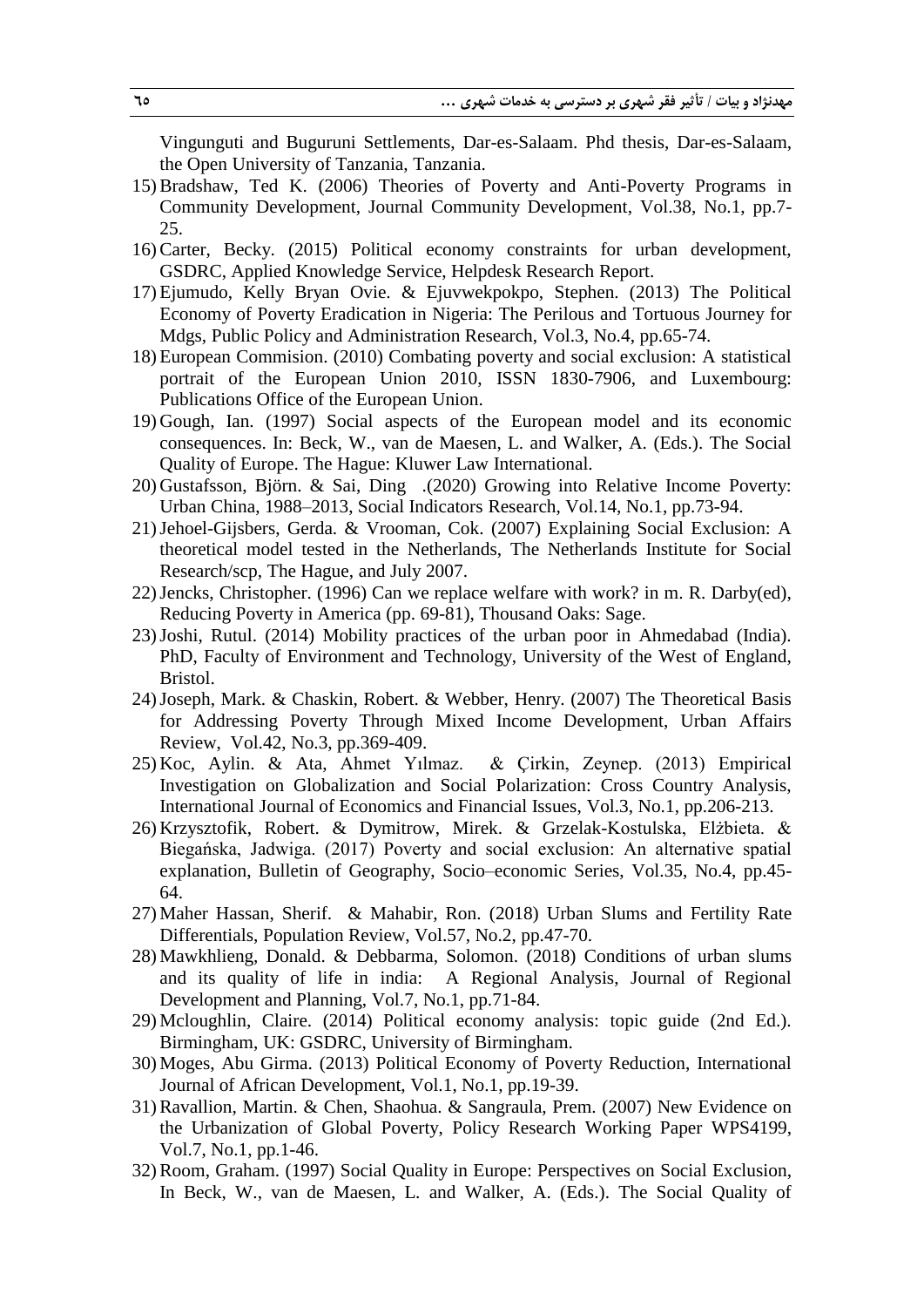Vingunguti and Buguruni Settlements, Dar-es-Salaam. Phd thesis, Dar-es-Salaam, the Open University of Tanzania, Tanzania.

15) Bradshaw, Ted K. (2006) Theories of Poverty and Anti-Poverty Programs in Community Development, Journal Community Development, Vol.38, No.1, pp.7-25.
16) Carter, Becky. (2015) Political economy constraints for urban development, GSDRC, Applied Knowledge Service, Helpdesk Research Report.
17) Ejumudo, Kelly Bryan Ovie. & Ejuvwekpokpo, Stephen. (2013) The Political Economy of Poverty Eradication in Nigeria: The Perilous and Tortuous Journey for Mdgs, Public Policy and Administration Research, Vol.3, No.4, pp.65-74.
18) European Commision. (2010) Combating poverty and social exclusion: A statistical portrait of the European Union 2010, ISSN 1830-7906, and Luxembourg: Publications Office of the European Union.
19) Gough, Ian. (1997) Social aspects of the European model and its economic consequences. In: Beck, W., van de Maesen, L. and Walker, A. (Eds.). The Social Quality of Europe. The Hague: Kluwer Law International.
20) Gustafsson, Björn. & Sai, Ding .(2020) Growing into Relative Income Poverty: Urban China, 1988–2013, Social Indicators Research, Vol.14, No.1, pp.73-94.
21) Jehoel-Gijsbers, Gerda. & Vrooman, Cok. (2007) Explaining Social Exclusion: A theoretical model tested in the Netherlands, The Netherlands Institute for Social Research/scp, The Hague, and July 2007.
22) Jencks, Christopher. (1996) Can we replace welfare with work? in m. R. Darby(ed), Reducing Poverty in America (pp. 69-81), Thousand Oaks: Sage.
23) Joshi, Rutul. (2014) Mobility practices of the urban poor in Ahmedabad (India). PhD, Faculty of Environment and Technology, University of the West of England, Bristol.
24) Joseph, Mark. & Chaskin, Robert. & Webber, Henry. (2007) The Theoretical Basis for Addressing Poverty Through Mixed Income Development, Urban Affairs Review, Vol.42, No.3, pp.369-409.
25) Koc, Aylin. & Ata, Ahmet Yılmaz. & Çirkin, Zeynep. (2013) Empirical Investigation on Globalization and Social Polarization: Cross Country Analysis, International Journal of Economics and Financial Issues, Vol.3, No.1, pp.206-213.
26) Krzysztofik, Robert. & Dymitrow, Mirek. & Grzelak-Kostulska, Elżbieta. & Biegańska, Jadwiga. (2017) Poverty and social exclusion: An alternative spatial explanation, Bulletin of Geography, Socio–economic Series, Vol.35, No.4, pp.45-64.
27) Maher Hassan, Sherif. & Mahabir, Ron. (2018) Urban Slums and Fertility Rate Differentials, Population Review, Vol.57, No.2, pp.47-70.
28) Mawkhlieng, Donald. & Debbarma, Solomon. (2018) Conditions of urban slums and its quality of life in india: A Regional Analysis, Journal of Regional Development and Planning, Vol.7, No.1, pp.71-84.
29) Mcloughlin, Claire. (2014) Political economy analysis: topic guide (2nd Ed.). Birmingham, UK: GSDRC, University of Birmingham.
30) Moges, Abu Girma. (2013) Political Economy of Poverty Reduction, International Journal of African Development, Vol.1, No.1, pp.19-39.
31) Ravallion, Martin. & Chen, Shaohua. & Sangraula, Prem. (2007) New Evidence on the Urbanization of Global Poverty, Policy Research Working Paper WPS4199, Vol.7, No.1, pp.1-46.
32) Room, Graham. (1997) Social Quality in Europe: Perspectives on Social Exclusion, In Beck, W., van de Maesen, L. and Walker, A. (Eds.). The Social Quality of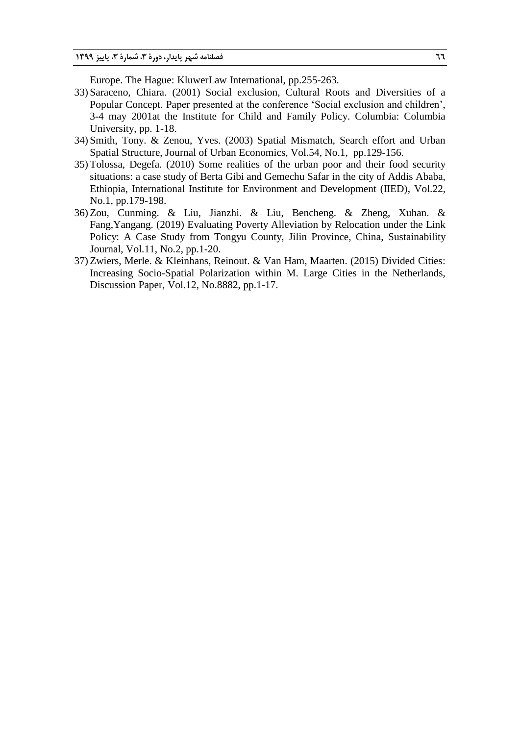Europe. The Hague: KluwerLaw International, pp.255-263.

33) Saraceno, Chiara. (2001) Social exclusion, Cultural Roots and Diversities of a Popular Concept. Paper presented at the conference 'Social exclusion and children', 3-4 may 2001at the Institute for Child and Family Policy. Columbia: Columbia University, pp. 1-18.

34) Smith, Tony. & Zenou, Yves. (2003) Spatial Mismatch, Search effort and Urban Spatial Structure, Journal of Urban Economics, Vol.54, No.1, pp.129-156.

35) Tolossa, Degefa. (2010) Some realities of the urban poor and their food security situations: a case study of Berta Gibi and Gemechu Safar in the city of Addis Ababa, Ethiopia, International Institute for Environment and Development (IIED), Vol.22, No.1, pp.179-198.

36) Zou, Cunming. & Liu, Jianzhi. & Liu, Bencheng. & Zheng, Xuhan. & Fang,Yangang. (2019) Evaluating Poverty Alleviation by Relocation under the Link Policy: A Case Study from Tongyu County, Jilin Province, China, Sustainability Journal, Vol.11, No.2, pp.1-20.

37) Zwiers, Merle. & Kleinhans, Reinout. & Van Ham, Maarten. (2015) Divided Cities: Increasing Socio-Spatial Polarization within M. Large Cities in the Netherlands, Discussion Paper, Vol.12, No.8882, pp.1-17.